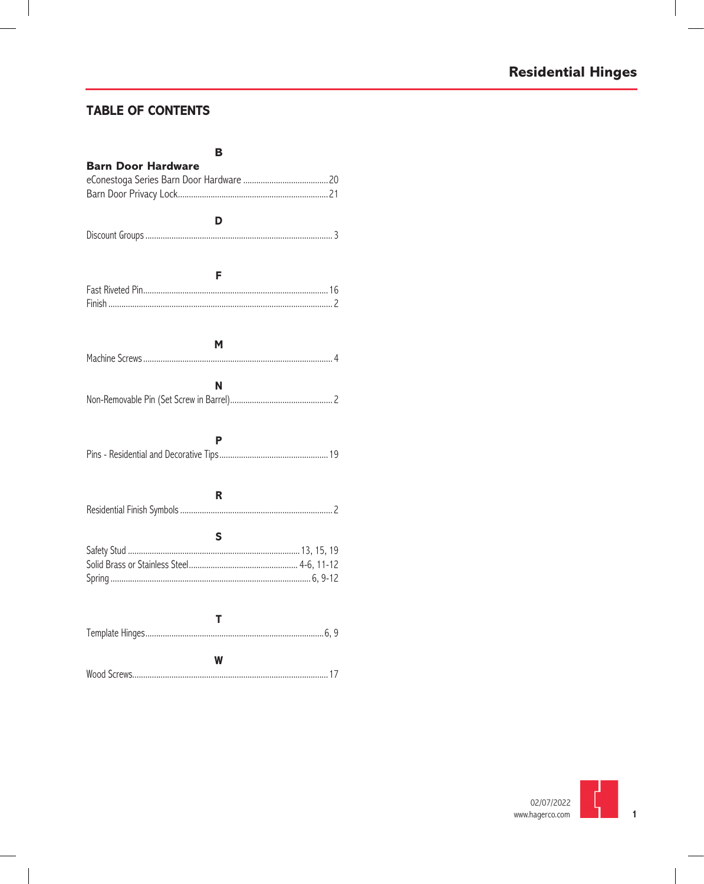## TABLE OF CONTENTS

### B

**Barn Door Hardware**

eConestoga Series Barn Door Hardware ....................................... 20
Barn Door Privacy Lock....................................................................21

### D

Discount Groups ..................................................................................... 3

### F

Fast Riveted Pin.................................................................................... 16
Finish ...................................................................................................... 2

### M

Machine Screws ...................................................................................... 4

### N

Non-Removable Pin (Set Screw in Barrel)............................................... 2

### P

Pins - Residential and Decorative Tips.................................................. 19

### R

Residential Finish Symbols ..................................................................... 2

### S

Safety Stud ............................................................................ 13, 15, 19
Solid Brass or Stainless Steel.................................................. 4-6, 11-12
Spring ......................................................................................... 6, 9-12

### T

Template Hinges................................................................................. 6, 9

### W

Wood Screws......................................................................................... 17

02/07/2022
www.hagerco.com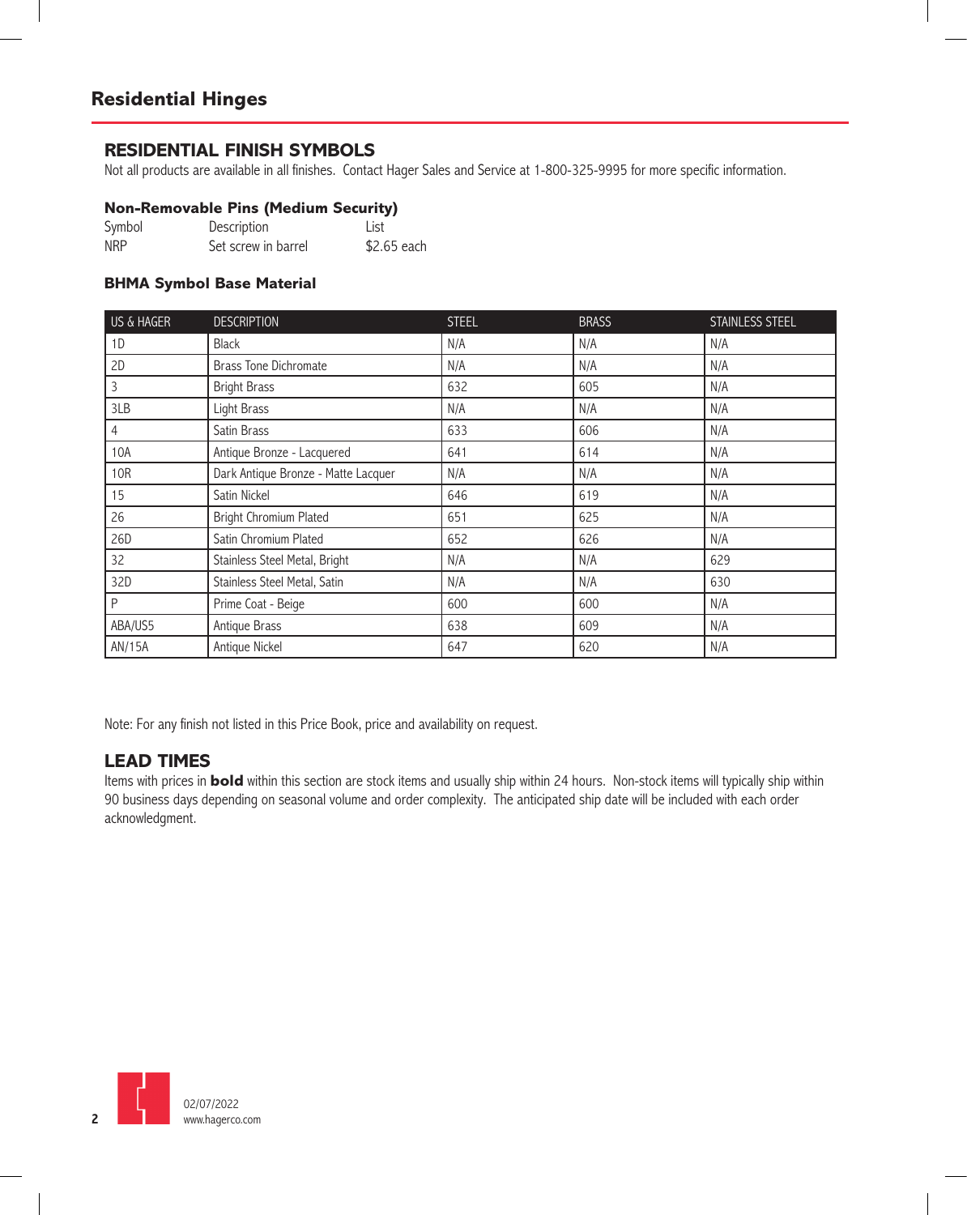# Residential Hinges

## RESIDENTIAL FINISH SYMBOLS

Not all products are available in all finishes. Contact Hager Sales and Service at 1-800-325-9995 for more specific information.

### Non-Removable Pins (Medium Security)

| Symbol | Description | List |
|---|---|---|
| NRP | Set screw in barrel | $2.65 each |

### BHMA Symbol Base Material

| US & HAGER | DESCRIPTION | STEEL | BRASS | STAINLESS STEEL |
|---|---|---|---|---|
| 1D | Black | N/A | N/A | N/A |
| 2D | Brass Tone Dichromate | N/A | N/A | N/A |
| 3 | Bright Brass | 632 | 605 | N/A |
| 3LB | Light Brass | N/A | N/A | N/A |
| 4 | Satin Brass | 633 | 606 | N/A |
| 10A | Antique Bronze - Lacquered | 641 | 614 | N/A |
| 10R | Dark Antique Bronze - Matte Lacquer | N/A | N/A | N/A |
| 15 | Satin Nickel | 646 | 619 | N/A |
| 26 | Bright Chromium Plated | 651 | 625 | N/A |
| 26D | Satin Chromium Plated | 652 | 626 | N/A |
| 32 | Stainless Steel Metal, Bright | N/A | N/A | 629 |
| 32D | Stainless Steel Metal, Satin | N/A | N/A | 630 |
| P | Prime Coat - Beige | 600 | 600 | N/A |
| ABA/US5 | Antique Brass | 638 | 609 | N/A |
| AN/15A | Antique Nickel | 647 | 620 | N/A |

Note: For any finish not listed in this Price Book, price and availability on request.

## LEAD TIMES

Items with prices in **bold** within this section are stock items and usually ship within 24 hours. Non-stock items will typically ship within 90 business days depending on seasonal volume and order complexity. The anticipated ship date will be included with each order acknowledgment.

02/07/2022
www.hagerco.com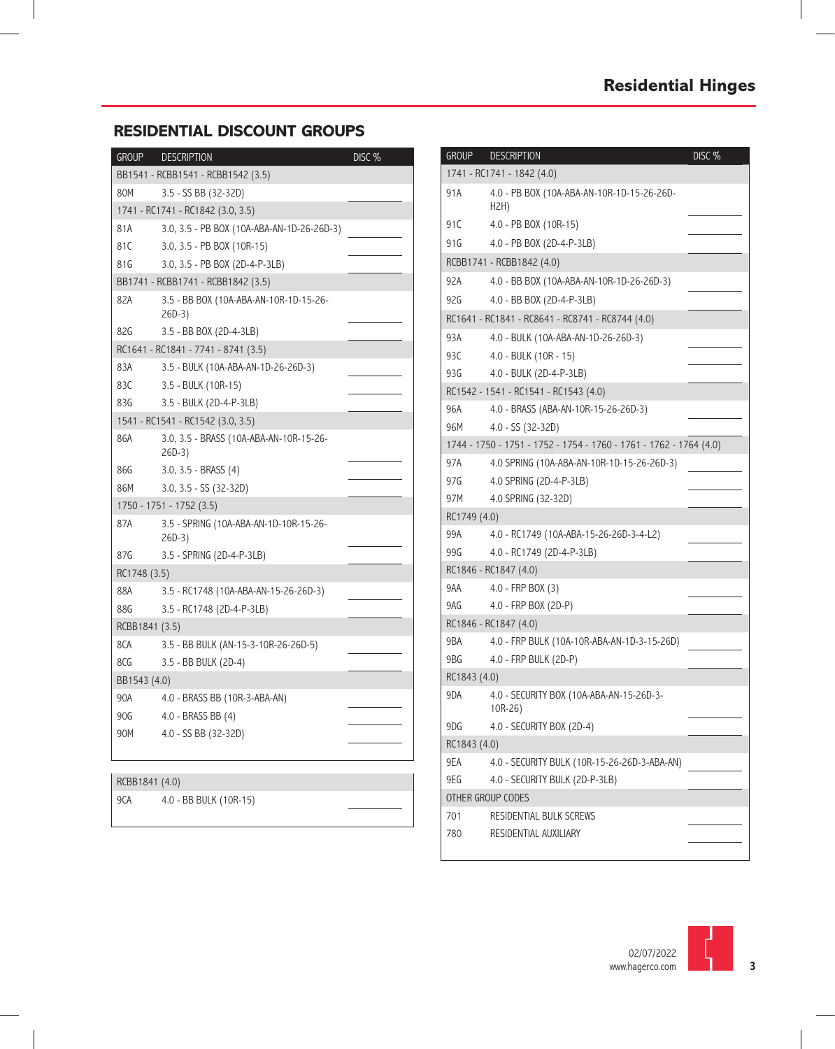## RESIDENTIAL DISCOUNT GROUPS

| GROUP | DESCRIPTION | DISC % |
|---|---|---|
| BB1541 - RCBB1541 - RCBB1542 (3.5) | | |
| 80M | 3.5 - SS BB (32-32D) | |
| 1741 - RC1741 - RC1842 (3.0, 3.5) | | |
| 81A | 3.0, 3.5 - PB BOX (10A-ABA-AN-1D-26-26D-3) | |
| 81C | 3.0, 3.5 - PB BOX (10R-15) | |
| 81G | 3.0, 3.5 - PB BOX (2D-4-P-3LB) | |
| BB1741 - RCBB1741 - RCBB1842 (3.5) | | |
| 82A | 3.5 - BB BOX (10A-ABA-AN-10R-1D-15-26-26D-3) | |
| 82G | 3.5 - BB BOX (2D-4-3LB) | |
| RC1641 - RC1841 - 7741 - 8741 (3.5) | | |
| 83A | 3.5 - BULK (10A-ABA-AN-1D-26-26D-3) | |
| 83C | 3.5 - BULK (10R-15) | |
| 83G | 3.5 - BULK (2D-4-P-3LB) | |
| 1541 - RC1541 - RC1542 (3.0, 3.5) | | |
| 86A | 3.0, 3.5 - BRASS (10A-ABA-AN-10R-15-26-26D-3) | |
| 86G | 3.0, 3.5 - BRASS (4) | |
| 86M | 3.0, 3.5 - SS (32-32D) | |
| 1750 - 1751 - 1752 (3.5) | | |
| 87A | 3.5 - SPRING (10A-ABA-AN-1D-10R-15-26-26D-3) | |
| 87G | 3.5 - SPRING (2D-4-P-3LB) | |
| RC1748 (3.5) | | |
| 88A | 3.5 - RC1748 (10A-ABA-AN-15-26-26D-3) | |
| 88G | 3.5 - RC1748 (2D-4-P-3LB) | |
| RCBB1841 (3.5) | | |
| 8CA | 3.5 - BB BULK (AN-15-3-10R-26-26D-5) | |
| 8CG | 3.5 - BB BULK (2D-4) | |
| BB1543 (4.0) | | |
| 90A | 4.0 - BRASS BB (10R-3-ABA-AN) | |
| 90G | 4.0 - BRASS BB (4) | |
| 90M | 4.0 - SS BB (32-32D) | |
| RCBB1841 (4.0) | | |
| 9CA | 4.0 - BB BULK (10R-15) | |

| GROUP | DESCRIPTION | DISC % |
|---|---|---|
| 1741 - RC1741 - 1842 (4.0) | | |
| 91A | 4.0 - PB BOX (10A-ABA-AN-10R-1D-15-26-26D-H2H) | |
| 91C | 4.0 - PB BOX (10R-15) | |
| 91G | 4.0 - PB BOX (2D-4-P-3LB) | |
| RCBB1741 - RCBB1842 (4.0) | | |
| 92A | 4.0 - BB BOX (10A-ABA-AN-10R-1D-26-26D-3) | |
| 92G | 4.0 - BB BOX (2D-4-P-3LB) | |
| RC1641 - RC1841 - RC8641 - RC8741 - RC8744 (4.0) | | |
| 93A | 4.0 - BULK (10A-ABA-AN-1D-26-26D-3) | |
| 93C | 4.0 - BULK (10R - 15) | |
| 93G | 4.0 - BULK (2D-4-P-3LB) | |
| RC1542 - 1541 - RC1541 - RC1543 (4.0) | | |
| 96A | 4.0 - BRASS (ABA-AN-10R-15-26-26D-3) | |
| 96M | 4.0 - SS (32-32D) | |
| 1744 - 1750 - 1751 - 1752 - 1754 - 1760 - 1761 - 1762 - 1764 (4.0) | | |
| 97A | 4.0 SPRING (10A-ABA-AN-10R-1D-15-26-26D-3) | |
| 97G | 4.0 SPRING (2D-4-P-3LB) | |
| 97M | 4.0 SPRING (32-32D) | |
| RC1749 (4.0) | | |
| 99A | 4.0 - RC1749 (10A-ABA-15-26-26D-3-4-L2) | |
| 99G | 4.0 - RC1749 (2D-4-P-3LB) | |
| RC1846 - RC1847 (4.0) | | |
| 9AA | 4.0 - FRP BOX (3) | |
| 9AG | 4.0 - FRP BOX (2D-P) | |
| RC1846 - RC1847 (4.0) | | |
| 9BA | 4.0 - FRP BULK (10A-10R-ABA-AN-1D-3-15-26D) | |
| 9BG | 4.0 - FRP BULK (2D-P) | |
| RC1843 (4.0) | | |
| 9DA | 4.0 - SECURITY BOX (10A-ABA-AN-15-26D-3-10R-26) | |
| 9DG | 4.0 - SECURITY BOX (2D-4) | |
| RC1843 (4.0) | | |
| 9EA | 4.0 - SECURITY BULK (10R-15-26-26D-3-ABA-AN) | |
| 9EG | 4.0 - SECURITY BULK (2D-P-3LB) | |
| OTHER GROUP CODES | | |
| 701 | RESIDENTIAL BULK SCREWS | |
| 780 | RESIDENTIAL AUXILIARY | |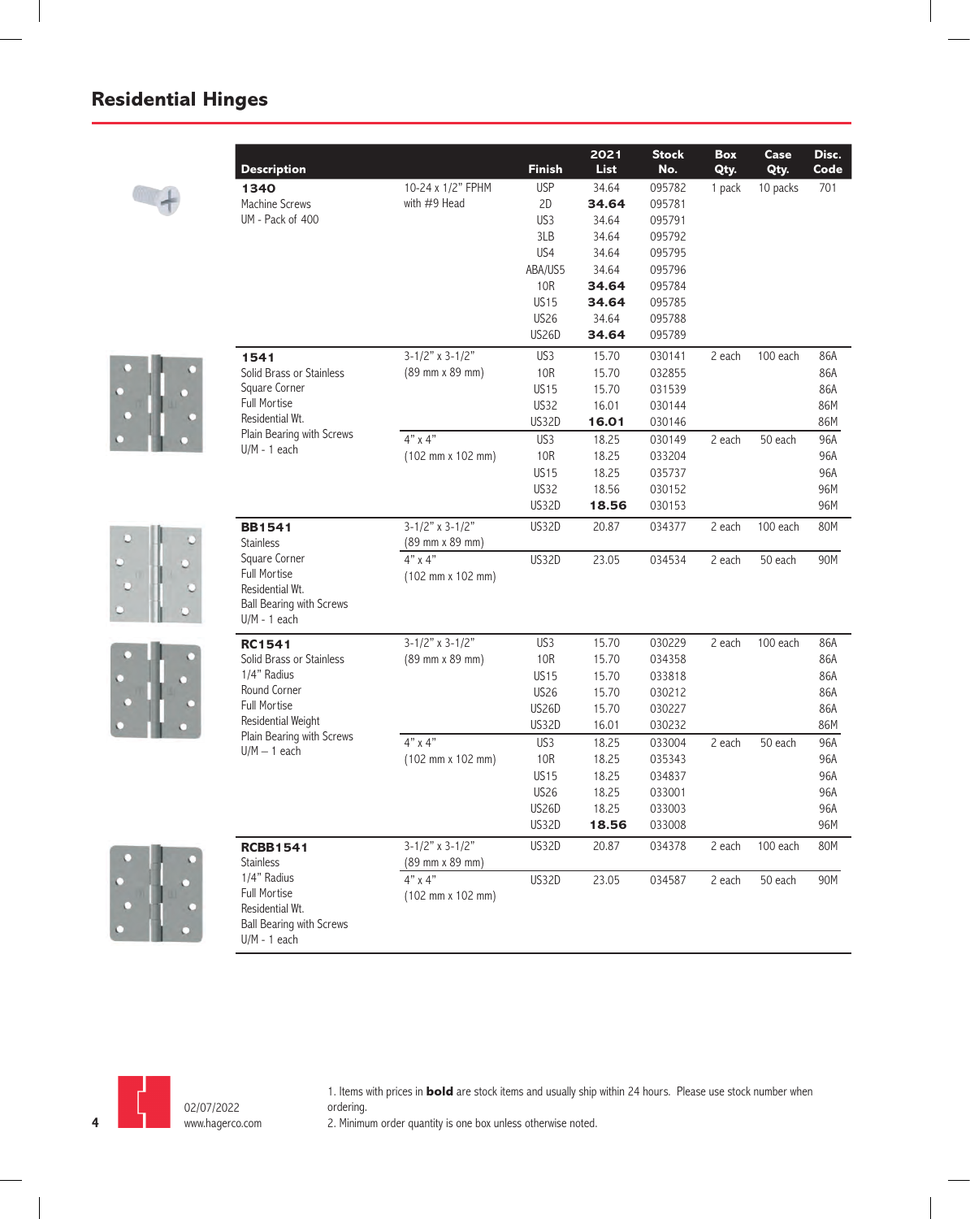## Residential Hinges

| Description | | Finish | 2021 List | Stock No. | Box Qty. | Case Qty. | Disc. Code |
|---|---|---|---|---|---|---|---|
| **1340** Machine Screws UM - Pack of 400 | 10-24 x 1/2" FPHM with #9 Head | USP | 34.64 | 095782 | 1 pack | 10 packs | 701 |
| | | 2D | **34.64** | 095781 | | | |
| | | US3 | 34.64 | 095791 | | | |
| | | 3LB | 34.64 | 095792 | | | |
| | | US4 | 34.64 | 095795 | | | |
| | | ABA/US5 | 34.64 | 095796 | | | |
| | | 10R | **34.64** | 095784 | | | |
| | | US15 | **34.64** | 095785 | | | |
| | | US26 | 34.64 | 095788 | | | |
| | | US26D | **34.64** | 095789 | | | |
| **1541** Solid Brass or Stainless Square Corner Full Mortise Residential Wt. Plain Bearing with Screws U/M - 1 each | 3-1/2" x 3-1/2" (89 mm x 89 mm) | US3 | 15.70 | 030141 | 2 each | 100 each | 86A |
| | | 10R | 15.70 | 032855 | | | 86A |
| | | US15 | 15.70 | 031539 | | | 86A |
| | | US32 | 16.01 | 030144 | | | 86M |
| | | US32D | **16.01** | 030146 | | | 86M |
| | 4" x 4" (102 mm x 102 mm) | US3 | 18.25 | 030149 | 2 each | 50 each | 96A |
| | | 10R | 18.25 | 033204 | | | 96A |
| | | US15 | 18.25 | 035737 | | | 96A |
| | | US32 | 18.56 | 030152 | | | 96M |
| | | US32D | **18.56** | 030153 | | | 96M |
| **BB1541** Stainless Square Corner Full Mortise Residential Wt. Ball Bearing with Screws U/M - 1 each | 3-1/2" x 3-1/2" (89 mm x 89 mm) | US32D | 20.87 | 034377 | 2 each | 100 each | 80M |
| | 4" x 4" (102 mm x 102 mm) | US32D | 23.05 | 034534 | 2 each | 50 each | 90M |
| **RC1541** Solid Brass or Stainless 1/4" Radius Round Corner Full Mortise Residential Weight Plain Bearing with Screws U/M – 1 each | 3-1/2" x 3-1/2" (89 mm x 89 mm) | US3 | 15.70 | 030229 | 2 each | 100 each | 86A |
| | | 10R | 15.70 | 034358 | | | 86A |
| | | US15 | 15.70 | 033818 | | | 86A |
| | | US26 | 15.70 | 030212 | | | 86A |
| | | US26D | 15.70 | 030227 | | | 86A |
| | | US32D | 16.01 | 030232 | | | 86M |
| | 4" x 4" (102 mm x 102 mm) | US3 | 18.25 | 033004 | 2 each | 50 each | 96A |
| | | 10R | 18.25 | 035343 | | | 96A |
| | | US15 | 18.25 | 034837 | | | 96A |
| | | US26 | 18.25 | 033001 | | | 96A |
| | | US26D | 18.25 | 033003 | | | 96A |
| | | US32D | **18.56** | 033008 | | | 96M |
| **RCBB1541** Stainless 1/4" Radius Full Mortise Residential Wt. Ball Bearing with Screws U/M - 1 each | 3-1/2" x 3-1/2" (89 mm x 89 mm) | US32D | 20.87 | 034378 | 2 each | 100 each | 80M |
| | 4" x 4" (102 mm x 102 mm) | US32D | 23.05 | 034587 | 2 each | 50 each | 90M |

1. Items with prices in **bold** are stock items and usually ship within 24 hours. Please use stock number when ordering.
2. Minimum order quantity is one box unless otherwise noted.

02/07/2022
www.hagerco.com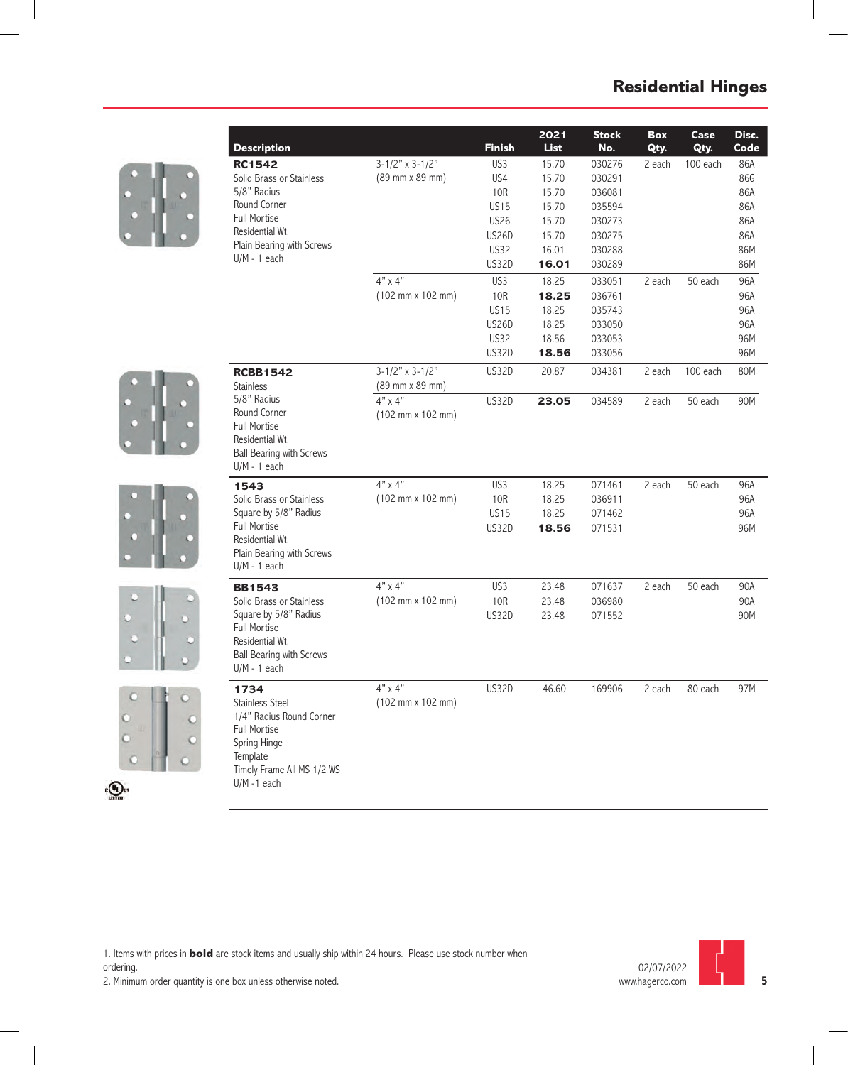# Residential Hinges

| Description | | Finish | 2021 List | Stock No. | Box Qty. | Case Qty. | Disc. Code |
|---|---|---|---|---|---|---|---|
| **RC1542** Solid Brass or Stainless 5/8" Radius Round Corner Full Mortise Residential Wt. Plain Bearing with Screws U/M - 1 each | 3-1/2" x 3-1/2" (89 mm x 89 mm) | US3 | 15.70 | 030276 | 2 each | 100 each | 86A |
| | | US4 | 15.70 | 030291 | | | 86G |
| | | 10R | 15.70 | 036081 | | | 86A |
| | | US15 | 15.70 | 035594 | | | 86A |
| | | US26 | 15.70 | 030273 | | | 86A |
| | | US26D | 15.70 | 030275 | | | 86A |
| | | US32 | 16.01 | 030288 | | | 86M |
| | | US32D | **16.01** | 030289 | | | 86M |
| | 4" x 4" (102 mm x 102 mm) | US3 | 18.25 | 033051 | 2 each | 50 each | 96A |
| | | 10R | **18.25** | 036761 | | | 96A |
| | | US15 | 18.25 | 035743 | | | 96A |
| | | US26D | 18.25 | 033050 | | | 96A |
| | | US32 | 18.56 | 033053 | | | 96M |
| | | US32D | **18.56** | 033056 | | | 96M |
| **RCBB1542** Stainless 5/8" Radius Round Corner Full Mortise Residential Wt. Ball Bearing with Screws U/M - 1 each | 3-1/2" x 3-1/2" (89 mm x 89 mm) | US32D | 20.87 | 034381 | 2 each | 100 each | 80M |
| | 4" x 4" (102 mm x 102 mm) | US32D | **23.05** | 034589 | 2 each | 50 each | 90M |
| **1543** Solid Brass or Stainless Square by 5/8" Radius Full Mortise Residential Wt. Plain Bearing with Screws U/M - 1 each | 4" x 4" (102 mm x 102 mm) | US3 | 18.25 | 071461 | 2 each | 50 each | 96A |
| | | 10R | 18.25 | 036911 | | | 96A |
| | | US15 | 18.25 | 071462 | | | 96A |
| | | US32D | **18.56** | 071531 | | | 96M |
| **BB1543** Solid Brass or Stainless Square by 5/8" Radius Full Mortise Residential Wt. Ball Bearing with Screws U/M - 1 each | 4" x 4" (102 mm x 102 mm) | US3 | 23.48 | 071637 | 2 each | 50 each | 90A |
| | | 10R | 23.48 | 036980 | | | 90A |
| | | US32D | 23.48 | 071552 | | | 90M |
| **1734** Stainless Steel 1/4" Radius Round Corner Full Mortise Spring Hinge Template Timely Frame All MS 1/2 WS U/M -1 each | 4" x 4" (102 mm x 102 mm) | US32D | 46.60 | 169906 | 2 each | 80 each | 97M |

1. Items with prices in **bold** are stock items and usually ship within 24 hours. Please use stock number when ordering.
2. Minimum order quantity is one box unless otherwise noted.

02/07/2022
www.hagerco.com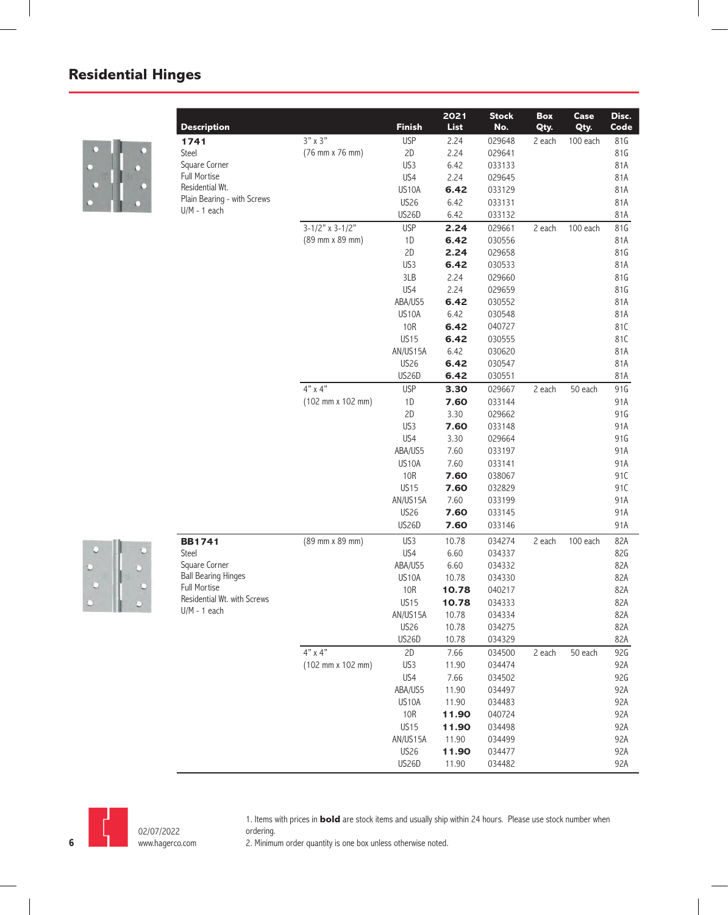## Residential Hinges

| Description | | Finish | 2021 List | Stock No. | Box Qty. | Case Qty. | Disc. Code |
|---|---|---|---|---|---|---|---|
| **1741** | 3" x 3" | USP | 2.24 | 029648 | 2 each | 100 each | 81G |
| Steel | (76 mm x 76 mm) | 2D | 2.24 | 029641 | | | 81G |
| Square Corner | | US3 | 6.42 | 033133 | | | 81A |
| Full Mortise | | US4 | 2.24 | 029645 | | | 81A |
| Residential Wt. | | US10A | **6.42** | 033129 | | | 81A |
| Plain Bearing - with Screws | | US26 | 6.42 | 033131 | | | 81A |
| U/M - 1 each | | US26D | 6.42 | 033132 | | | 81A |
| | 3-1/2" x 3-1/2" | USP | **2.24** | 029661 | 2 each | 100 each | 81G |
| | (89 mm x 89 mm) | 1D | **6.42** | 030556 | | | 81A |
| | | 2D | **2.24** | 029658 | | | 81G |
| | | US3 | **6.42** | 030533 | | | 81A |
| | | 3LB | 2.24 | 029660 | | | 81G |
| | | US4 | 2.24 | 029659 | | | 81G |
| | | ABA/US5 | **6.42** | 030552 | | | 81A |
| | | US10A | 6.42 | 030548 | | | 81A |
| | | 10R | **6.42** | 040727 | | | 81C |
| | | US15 | **6.42** | 030555 | | | 81C |
| | | AN/US15A | 6.42 | 030620 | | | 81A |
| | | US26 | **6.42** | 030547 | | | 81A |
| | | US26D | **6.42** | 030551 | | | 81A |
| | 4" x 4" | USP | **3.30** | 029667 | 2 each | 50 each | 91G |
| | (102 mm x 102 mm) | 1D | **7.60** | 033144 | | | 91A |
| | | 2D | 3.30 | 029662 | | | 91G |
| | | US3 | **7.60** | 033148 | | | 91A |
| | | US4 | 3.30 | 029664 | | | 91G |
| | | ABA/US5 | 7.60 | 033197 | | | 91A |
| | | US10A | 7.60 | 033141 | | | 91A |
| | | 10R | **7.60** | 038067 | | | 91C |
| | | US15 | **7.60** | 032829 | | | 91C |
| | | AN/US15A | 7.60 | 033199 | | | 91A |
| | | US26 | **7.60** | 033145 | | | 91A |
| | | US26D | **7.60** | 033146 | | | 91A |
| **BB1741** | (89 mm x 89 mm) | US3 | 10.78 | 034274 | 2 each | 100 each | 82A |
| Steel | | US4 | 6.60 | 034337 | | | 82G |
| Square Corner | | ABA/US5 | 6.60 | 034332 | | | 82A |
| Ball Bearing Hinges | | US10A | 10.78 | 034330 | | | 82A |
| Full Mortise | | 10R | **10.78** | 040217 | | | 82A |
| Residential Wt. with Screws | | US15 | **10.78** | 034333 | | | 82A |
| U/M - 1 each | | AN/US15A | 10.78 | 034334 | | | 82A |
| | | US26 | 10.78 | 034275 | | | 82A |
| | | US26D | 10.78 | 034329 | | | 82A |
| | 4" x 4" | 2D | 7.66 | 034500 | 2 each | 50 each | 92G |
| | (102 mm x 102 mm) | US3 | 11.90 | 034474 | | | 92A |
| | | US4 | 7.66 | 034502 | | | 92G |
| | | ABA/US5 | 11.90 | 034497 | | | 92A |
| | | US10A | 11.90 | 034483 | | | 92A |
| | | 10R | **11.90** | 040724 | | | 92A |
| | | US15 | **11.90** | 034498 | | | 92A |
| | | AN/US15A | 11.90 | 034499 | | | 92A |
| | | US26 | **11.90** | 034477 | | | 92A |
| | | US26D | 11.90 | 034482 | | | 92A |

1. Items with prices in **bold** are stock items and usually ship within 24 hours. Please use stock number when ordering.
2. Minimum order quantity is one box unless otherwise noted.

02/07/2022
www.hagerco.com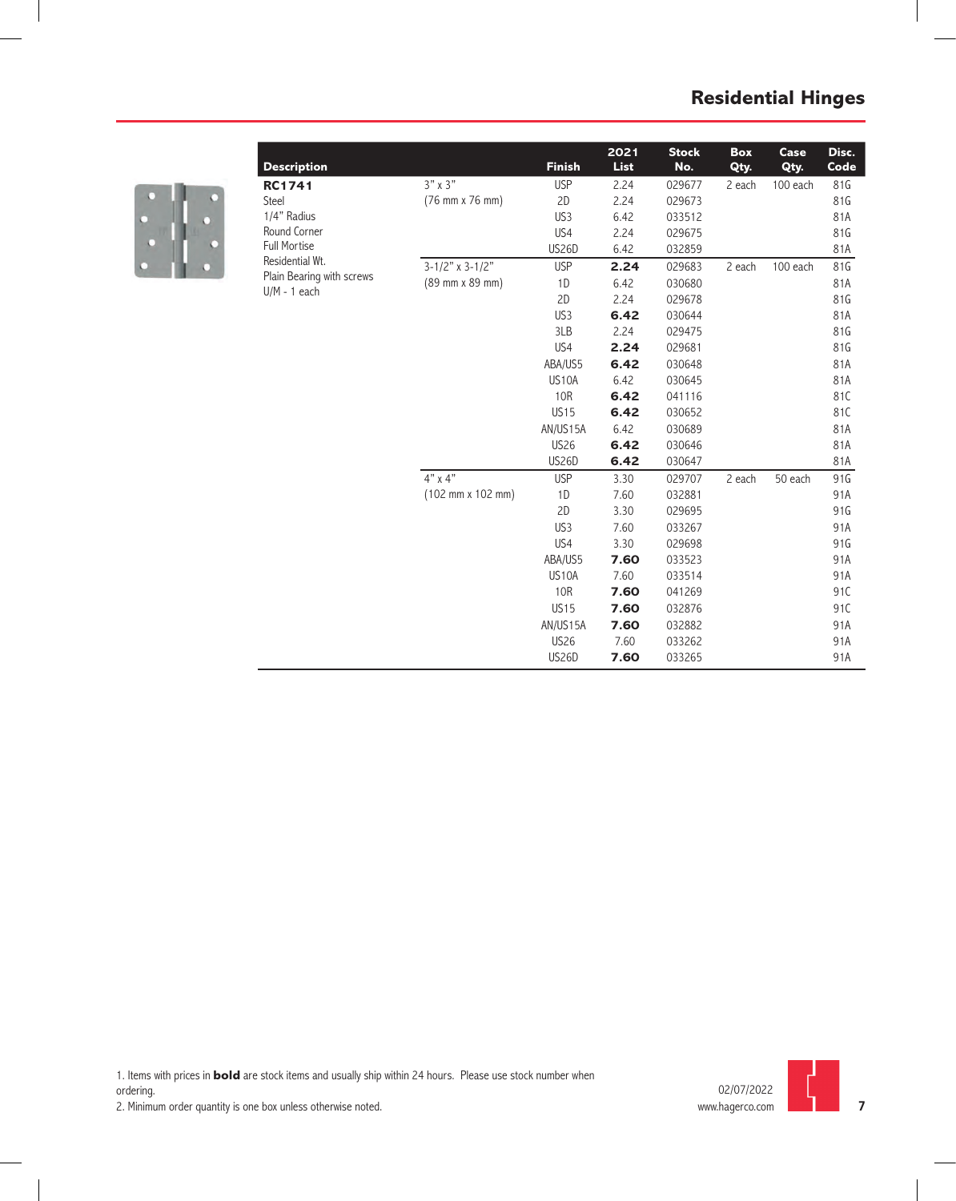# Residential Hinges

| Description | | Finish | 2021 List | Stock No. | Box Qty. | Case Qty. | Disc. Code |
|---|---|---|---|---|---|---|---|
| **RC1741** | 3" x 3" | USP | 2.24 | 029677 | 2 each | 100 each | 81G |
| Steel | (76 mm x 76 mm) | 2D | 2.24 | 029673 | | | 81G |
| 1/4" Radius | | US3 | 6.42 | 033512 | | | 81A |
| Round Corner | | US4 | 2.24 | 029675 | | | 81G |
| Full Mortise | | US26D | 6.42 | 032859 | | | 81A |
| Residential Wt. | 3-1/2" x 3-1/2" | USP | **2.24** | 029683 | 2 each | 100 each | 81G |
| Plain Bearing with screws | (89 mm x 89 mm) | 1D | 6.42 | 030680 | | | 81A |
| U/M - 1 each | | 2D | 2.24 | 029678 | | | 81G |
| | | US3 | **6.42** | 030644 | | | 81A |
| | | 3LB | 2.24 | 029475 | | | 81G |
| | | US4 | **2.24** | 029681 | | | 81G |
| | | ABA/US5 | **6.42** | 030648 | | | 81A |
| | | US10A | 6.42 | 030645 | | | 81A |
| | | 10R | **6.42** | 041116 | | | 81C |
| | | US15 | **6.42** | 030652 | | | 81C |
| | | AN/US15A | 6.42 | 030689 | | | 81A |
| | | US26 | **6.42** | 030646 | | | 81A |
| | | US26D | **6.42** | 030647 | | | 81A |
| | 4" x 4" | USP | 3.30 | 029707 | 2 each | 50 each | 91G |
| | (102 mm x 102 mm) | 1D | 7.60 | 032881 | | | 91A |
| | | 2D | 3.30 | 029695 | | | 91G |
| | | US3 | 7.60 | 033267 | | | 91A |
| | | US4 | 3.30 | 029698 | | | 91G |
| | | ABA/US5 | **7.60** | 033523 | | | 91A |
| | | US10A | 7.60 | 033514 | | | 91A |
| | | 10R | **7.60** | 041269 | | | 91C |
| | | US15 | **7.60** | 032876 | | | 91C |
| | | AN/US15A | **7.60** | 032882 | | | 91A |
| | | US26 | 7.60 | 033262 | | | 91A |
| | | US26D | **7.60** | 033265 | | | 91A |

1. Items with prices in **bold** are stock items and usually ship within 24 hours. Please use stock number when ordering.
2. Minimum order quantity is one box unless otherwise noted.

02/07/2022
www.hagerco.com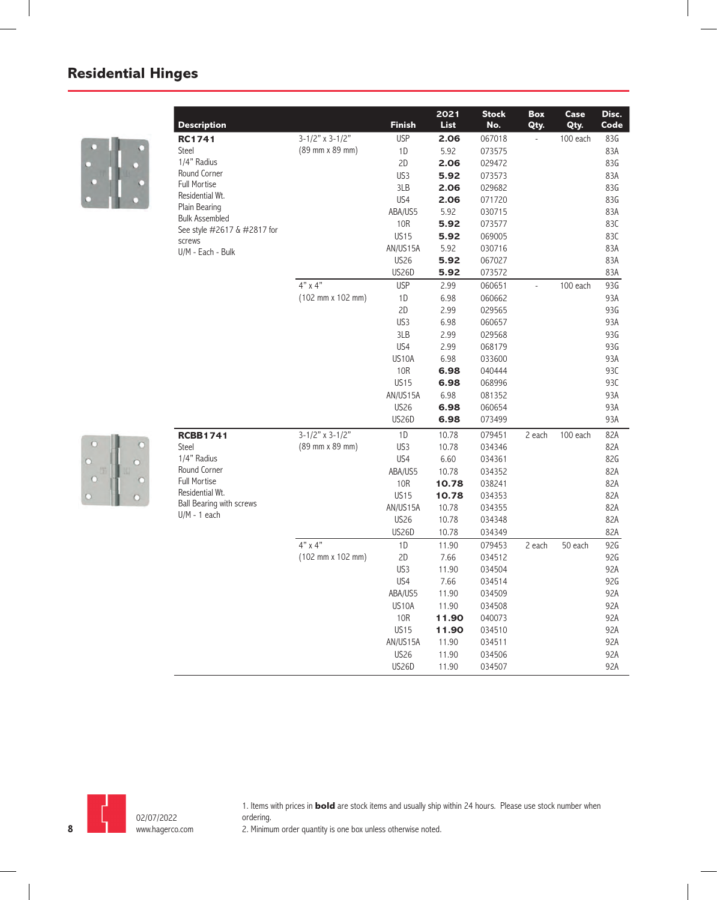## Residential Hinges

| Description | | Finish | 2021 List | Stock No. | Box Qty. | Case Qty. | Disc. Code |
|---|---|---|---|---|---|---|---|
| **RC1741** | 3-1/2" x 3-1/2" | USP | **2.06** | 067018 | - | 100 each | 83G |
| Steel | (89 mm x 89 mm) | 1D | 5.92 | 073575 | | | 83A |
| 1/4" Radius | | 2D | **2.06** | 029472 | | | 83G |
| Round Corner | | US3 | **5.92** | 073573 | | | 83A |
| Full Mortise | | 3LB | **2.06** | 029682 | | | 83G |
| Residential Wt. | | US4 | **2.06** | 071720 | | | 83G |
| Plain Bearing | | ABA/US5 | 5.92 | 030715 | | | 83A |
| Bulk Assembled | | 10R | **5.92** | 073577 | | | 83C |
| See style #2617 & #2817 for screws | | US15 | **5.92** | 069005 | | | 83C |
| U/M - Each - Bulk | | AN/US15A | 5.92 | 030716 | | | 83A |
| | | US26 | **5.92** | 067027 | | | 83A |
| | | US26D | **5.92** | 073572 | | | 83A |
| | 4" x 4" | USP | 2.99 | 060651 | - | 100 each | 93G |
| | (102 mm x 102 mm) | 1D | 6.98 | 060662 | | | 93A |
| | | 2D | 2.99 | 029565 | | | 93G |
| | | US3 | 6.98 | 060657 | | | 93A |
| | | 3LB | 2.99 | 029568 | | | 93G |
| | | US4 | 2.99 | 068179 | | | 93G |
| | | US10A | 6.98 | 033600 | | | 93A |
| | | 10R | **6.98** | 040444 | | | 93C |
| | | US15 | **6.98** | 068996 | | | 93C |
| | | AN/US15A | 6.98 | 081352 | | | 93A |
| | | US26 | **6.98** | 060654 | | | 93A |
| | | US26D | **6.98** | 073499 | | | 93A |
| **RCBB1741** | 3-1/2" x 3-1/2" | 1D | 10.78 | 079451 | 2 each | 100 each | 82A |
| Steel | (89 mm x 89 mm) | US3 | 10.78 | 034346 | | | 82A |
| 1/4" Radius | | US4 | 6.60 | 034361 | | | 82G |
| Round Corner | | ABA/US5 | 10.78 | 034352 | | | 82A |
| Full Mortise | | 10R | **10.78** | 038241 | | | 82A |
| Residential Wt. | | US15 | **10.78** | 034353 | | | 82A |
| Ball Bearing with screws | | AN/US15A | 10.78 | 034355 | | | 82A |
| U/M - 1 each | | US26 | 10.78 | 034348 | | | 82A |
| | | US26D | 10.78 | 034349 | | | 82A |
| | 4" x 4" | 1D | 11.90 | 079453 | 2 each | 50 each | 92G |
| | (102 mm x 102 mm) | 2D | 7.66 | 034512 | | | 92G |
| | | US3 | 11.90 | 034504 | | | 92A |
| | | US4 | 7.66 | 034514 | | | 92G |
| | | ABA/US5 | 11.90 | 034509 | | | 92A |
| | | US10A | 11.90 | 034508 | | | 92A |
| | | 10R | **11.90** | 040073 | | | 92A |
| | | US15 | **11.90** | 034510 | | | 92A |
| | | AN/US15A | 11.90 | 034511 | | | 92A |
| | | US26 | 11.90 | 034506 | | | 92A |
| | | US26D | 11.90 | 034507 | | | 92A |

1. Items with prices in **bold** are stock items and usually ship within 24 hours. Please use stock number when ordering.
2. Minimum order quantity is one box unless otherwise noted.

02/07/2022
www.hagerco.com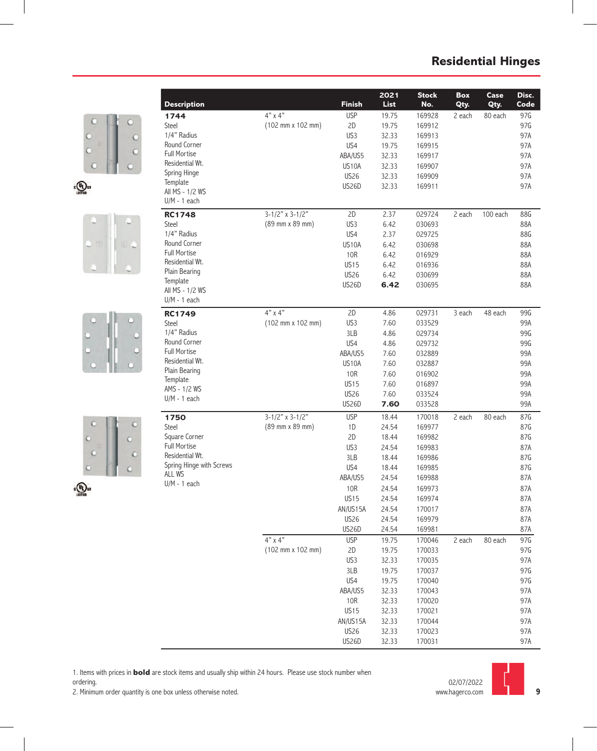# Residential Hinges

| Description | | Finish | 2021 List | Stock No. | Box Qty. | Case Qty. | Disc. Code |
|---|---|---|---|---|---|---|---|
| **1744** | 4" x 4" | USP | 19.75 | 169928 | 2 each | 80 each | 97G |
| Steel | (102 mm x 102 mm) | 2D | 19.75 | 169912 | | | 97G |
| 1/4" Radius | | US3 | 32.33 | 169913 | | | 97A |
| Round Corner | | US4 | 19.75 | 169915 | | | 97A |
| Full Mortise | | ABA/US5 | 32.33 | 169917 | | | 97A |
| Residential Wt. | | US10A | 32.33 | 169907 | | | 97A |
| Spring Hinge | | US26 | 32.33 | 169909 | | | 97A |
| Template | | US26D | 32.33 | 169911 | | | 97A |
| All MS - 1/2 WS | | | | | | | |
| U/M - 1 each | | | | | | | |
| **RC1748** | 3-1/2" x 3-1/2" | 2D | 2.37 | 029724 | 2 each | 100 each | 88G |
| Steel | (89 mm x 89 mm) | US3 | 6.42 | 030693 | | | 88A |
| 1/4" Radius | | US4 | 2.37 | 029725 | | | 88G |
| Round Corner | | US10A | 6.42 | 030698 | | | 88A |
| Full Mortise | | 10R | 6.42 | 016929 | | | 88A |
| Residential Wt. | | US15 | 6.42 | 016936 | | | 88A |
| Plain Bearing | | US26 | 6.42 | 030699 | | | 88A |
| Template | | US26D | **6.42** | 030695 | | | 88A |
| All MS - 1/2 WS | | | | | | | |
| U/M - 1 each | | | | | | | |
| **RC1749** | 4" x 4" | 2D | 4.86 | 029731 | 3 each | 48 each | 99G |
| Steel | (102 mm x 102 mm) | US3 | 7.60 | 033529 | | | 99A |
| 1/4" Radius | | 3LB | 4.86 | 029734 | | | 99G |
| Round Corner | | US4 | 4.86 | 029732 | | | 99G |
| Full Mortise | | ABA/US5 | 7.60 | 032889 | | | 99A |
| Residential Wt. | | US10A | 7.60 | 032887 | | | 99A |
| Plain Bearing | | 10R | 7.60 | 016902 | | | 99A |
| Template | | US15 | 7.60 | 016897 | | | 99A |
| AMS - 1/2 WS | | US26 | 7.60 | 033524 | | | 99A |
| U/M - 1 each | | US26D | **7.60** | 033528 | | | 99A |
| **1750** | 3-1/2" x 3-1/2" | USP | 18.44 | 170018 | 2 each | 80 each | 87G |
| Steel | (89 mm x 89 mm) | 1D | 24.54 | 169977 | | | 87G |
| Square Corner | | 2D | 18.44 | 169982 | | | 87G |
| Full Mortise | | US3 | 24.54 | 169983 | | | 87A |
| Residential Wt. | | 3LB | 18.44 | 169986 | | | 87G |
| Spring Hinge with Screws | | US4 | 18.44 | 169985 | | | 87G |
| ALL WS | | ABA/US5 | 24.54 | 169988 | | | 87A |
| U/M - 1 each | | 10R | 24.54 | 169973 | | | 87A |
| | | US15 | 24.54 | 169974 | | | 87A |
| | | AN/US15A | 24.54 | 170017 | | | 87A |
| | | US26 | 24.54 | 169979 | | | 87A |
| | | US26D | 24.54 | 169981 | | | 87A |
| | 4" x 4" | USP | 19.75 | 170046 | 2 each | 80 each | 97G |
| | (102 mm x 102 mm) | 2D | 19.75 | 170033 | | | 97G |
| | | US3 | 32.33 | 170035 | | | 97A |
| | | 3LB | 19.75 | 170037 | | | 97G |
| | | US4 | 19.75 | 170040 | | | 97G |
| | | ABA/US5 | 32.33 | 170043 | | | 97A |
| | | 10R | 32.33 | 170020 | | | 97A |
| | | US15 | 32.33 | 170021 | | | 97A |
| | | AN/US15A | 32.33 | 170044 | | | 97A |
| | | US26 | 32.33 | 170023 | | | 97A |
| | | US26D | 32.33 | 170031 | | | 97A |

1. Items with prices in **bold** are stock items and usually ship within 24 hours. Please use stock number when ordering.
2. Minimum order quantity is one box unless otherwise noted.

02/07/2022
www.hagerco.com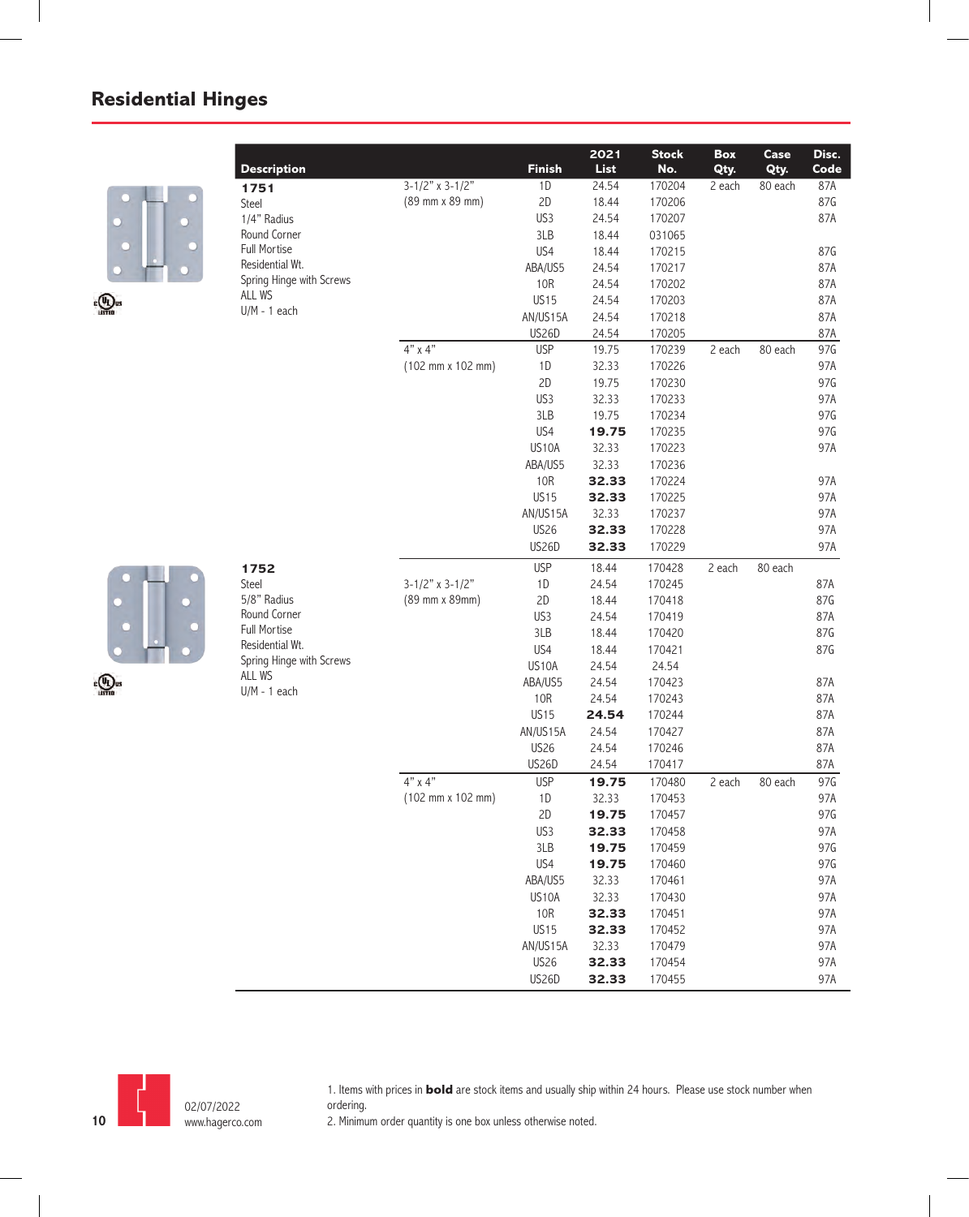## Residential Hinges

| Description | | Finish | 2021 List | Stock No. | Box Qty. | Case Qty. | Disc. Code |
|---|---|---|---|---|---|---|---|
| **1751** | 3-1/2" x 3-1/2" | 1D | 24.54 | 170204 | 2 each | 80 each | 87A |
| Steel | (89 mm x 89 mm) | 2D | 18.44 | 170206 | | | 87G |
| 1/4" Radius | | US3 | 24.54 | 170207 | | | 87A |
| Round Corner | | 3LB | 18.44 | 031065 | | | |
| Full Mortise | | US4 | 18.44 | 170215 | | | 87G |
| Residential Wt. | | ABA/US5 | 24.54 | 170217 | | | 87A |
| Spring Hinge with Screws | | 10R | 24.54 | 170202 | | | 87A |
| ALL WS | | US15 | 24.54 | 170203 | | | 87A |
| U/M - 1 each | | AN/US15A | 24.54 | 170218 | | | 87A |
| | | US26D | 24.54 | 170205 | | | 87A |
| | 4" x 4" | USP | 19.75 | 170239 | 2 each | 80 each | 97G |
| | (102 mm x 102 mm) | 1D | 32.33 | 170226 | | | 97A |
| | | 2D | 19.75 | 170230 | | | 97G |
| | | US3 | 32.33 | 170233 | | | 97A |
| | | 3LB | 19.75 | 170234 | | | 97G |
| | | US4 | **19.75** | 170235 | | | 97G |
| | | US10A | 32.33 | 170223 | | | 97A |
| | | ABA/US5 | 32.33 | 170236 | | | |
| | | 10R | **32.33** | 170224 | | | 97A |
| | | US15 | **32.33** | 170225 | | | 97A |
| | | AN/US15A | 32.33 | 170237 | | | 97A |
| | | US26 | **32.33** | 170228 | | | 97A |
| | | US26D | **32.33** | 170229 | | | 97A |
| **1752** | | USP | 18.44 | 170428 | 2 each | 80 each | |
| Steel | 3-1/2" x 3-1/2" | 1D | 24.54 | 170245 | | | 87A |
| 5/8" Radius | (89 mm x 89mm) | 2D | 18.44 | 170418 | | | 87G |
| Round Corner | | US3 | 24.54 | 170419 | | | 87A |
| Full Mortise | | 3LB | 18.44 | 170420 | | | 87G |
| Residential Wt. | | US4 | 18.44 | 170421 | | | 87G |
| Spring Hinge with Screws | | US10A | 24.54 | 24.54 | | | |
| ALL WS | | ABA/US5 | 24.54 | 170423 | | | 87A |
| U/M - 1 each | | 10R | 24.54 | 170243 | | | 87A |
| | | US15 | **24.54** | 170244 | | | 87A |
| | | AN/US15A | 24.54 | 170427 | | | 87A |
| | | US26 | 24.54 | 170246 | | | 87A |
| | | US26D | 24.54 | 170417 | | | 87A |
| | 4" x 4" | USP | **19.75** | 170480 | 2 each | 80 each | 97G |
| | (102 mm x 102 mm) | 1D | 32.33 | 170453 | | | 97A |
| | | 2D | **19.75** | 170457 | | | 97G |
| | | US3 | **32.33** | 170458 | | | 97A |
| | | 3LB | **19.75** | 170459 | | | 97G |
| | | US4 | **19.75** | 170460 | | | 97G |
| | | ABA/US5 | 32.33 | 170461 | | | 97A |
| | | US10A | 32.33 | 170430 | | | 97A |
| | | 10R | **32.33** | 170451 | | | 97A |
| | | US15 | **32.33** | 170452 | | | 97A |
| | | AN/US15A | 32.33 | 170479 | | | 97A |
| | | US26 | **32.33** | 170454 | | | 97A |
| | | US26D | **32.33** | 170455 | | | 97A |

02/07/2022
www.hagerco.com

1. Items with prices in **bold** are stock items and usually ship within 24 hours. Please use stock number when ordering.
2. Minimum order quantity is one box unless otherwise noted.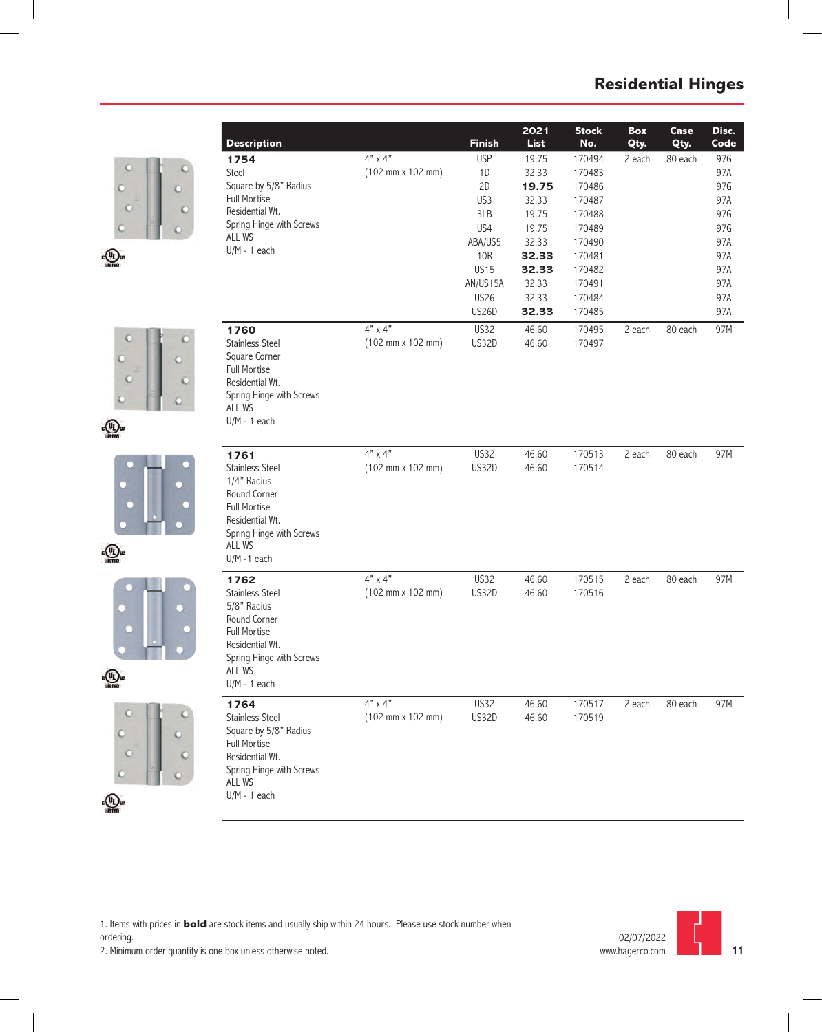# Residential Hinges

| Description | | Finish | 2021 List | Stock No. | Box Qty. | Case Qty. | Disc. Code |
|---|---|---|---|---|---|---|---|
| **1754** | 4" x 4" | USP | 19.75 | 170494 | 2 each | 80 each | 97G |
| Steel | (102 mm x 102 mm) | 1D | 32.33 | 170483 | | | 97A |
| Square by 5/8" Radius | | 2D | **19.75** | 170486 | | | 97G |
| Full Mortise | | US3 | 32.33 | 170487 | | | 97A |
| Residential Wt. | | 3LB | 19.75 | 170488 | | | 97G |
| Spring Hinge with Screws | | US4 | 19.75 | 170489 | | | 97G |
| ALL WS | | ABA/US5 | 32.33 | 170490 | | | 97A |
| U/M - 1 each | | 10R | **32.33** | 170481 | | | 97A |
| | | US15 | **32.33** | 170482 | | | 97A |
| | | AN/US15A | 32.33 | 170491 | | | 97A |
| | | US26 | 32.33 | 170484 | | | 97A |
| | | US26D | **32.33** | 170485 | | | 97A |
| **1760** | 4" x 4" | US32 | 46.60 | 170495 | 2 each | 80 each | 97M |
| Stainless Steel | (102 mm x 102 mm) | US32D | 46.60 | 170497 | | | |
| Square Corner | | | | | | | |
| Full Mortise | | | | | | | |
| Residential Wt. | | | | | | | |
| Spring Hinge with Screws | | | | | | | |
| ALL WS | | | | | | | |
| U/M - 1 each | | | | | | | |
| **1761** | 4" x 4" | US32 | 46.60 | 170513 | 2 each | 80 each | 97M |
| Stainless Steel | (102 mm x 102 mm) | US32D | 46.60 | 170514 | | | |
| 1/4" Radius | | | | | | | |
| Round Corner | | | | | | | |
| Full Mortise | | | | | | | |
| Residential Wt. | | | | | | | |
| Spring Hinge with Screws | | | | | | | |
| ALL WS | | | | | | | |
| U/M -1 each | | | | | | | |
| **1762** | 4" x 4" | US32 | 46.60 | 170515 | 2 each | 80 each | 97M |
| Stainless Steel | (102 mm x 102 mm) | US32D | 46.60 | 170516 | | | |
| 5/8" Radius | | | | | | | |
| Round Corner | | | | | | | |
| Full Mortise | | | | | | | |
| Residential Wt. | | | | | | | |
| Spring Hinge with Screws | | | | | | | |
| ALL WS | | | | | | | |
| U/M - 1 each | | | | | | | |
| **1764** | 4" x 4" | US32 | 46.60 | 170517 | 2 each | 80 each | 97M |
| Stainless Steel | (102 mm x 102 mm) | US32D | 46.60 | 170519 | | | |
| Square by 5/8" Radius | | | | | | | |
| Full Mortise | | | | | | | |
| Residential Wt. | | | | | | | |
| Spring Hinge with Screws | | | | | | | |
| ALL WS | | | | | | | |
| U/M - 1 each | | | | | | | |

1. Items with prices in **bold** are stock items and usually ship within 24 hours. Please use stock number when ordering.
2. Minimum order quantity is one box unless otherwise noted.

02/07/2022
www.hagerco.com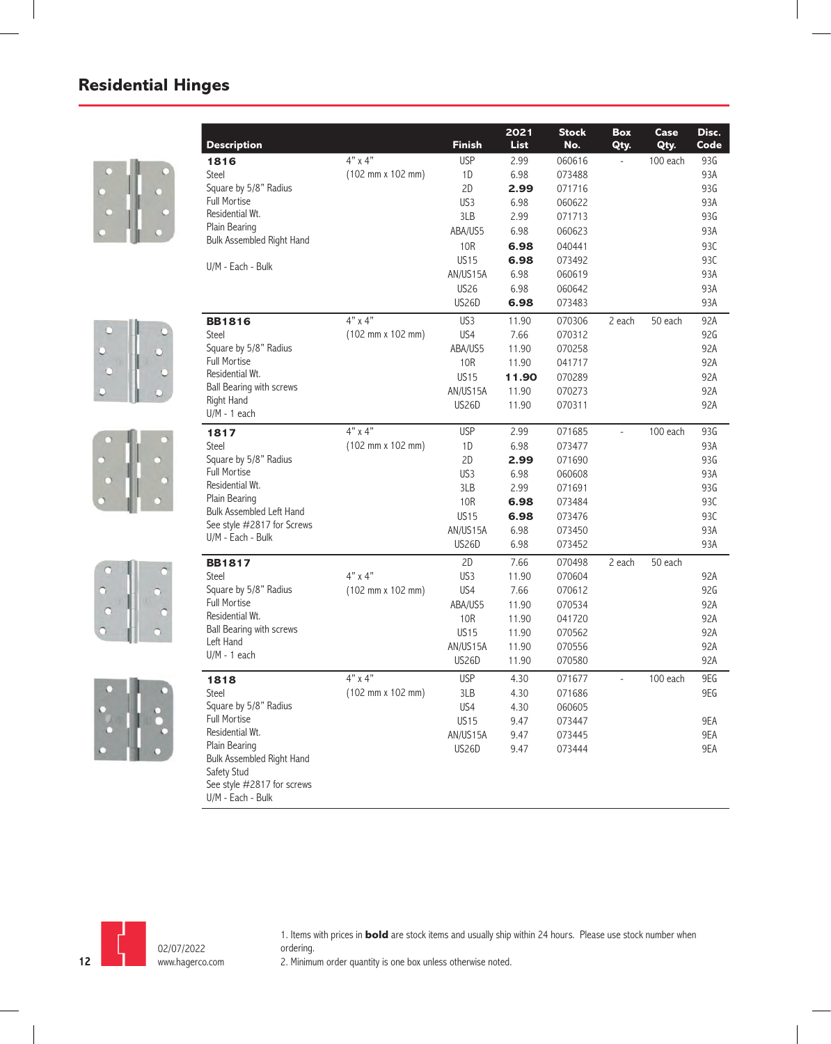## Residential Hinges

| Description | | Finish | 2021 List | Stock No. | Box Qty. | Case Qty. | Disc. Code |
|---|---|---|---|---|---|---|---|
| **1816** | 4" x 4" | USP | 2.99 | 060616 | - | 100 each | 93G |
| Steel | (102 mm x 102 mm) | 1D | 6.98 | 073488 | | | 93A |
| Square by 5/8" Radius | | 2D | **2.99** | 071716 | | | 93G |
| Full Mortise | | US3 | 6.98 | 060622 | | | 93A |
| Residential Wt. | | 3LB | 2.99 | 071713 | | | 93G |
| Plain Bearing | | ABA/US5 | 6.98 | 060623 | | | 93A |
| Bulk Assembled Right Hand | | 10R | **6.98** | 040441 | | | 93C |
| | | US15 | **6.98** | 073492 | | | 93C |
| U/M - Each - Bulk | | AN/US15A | 6.98 | 060619 | | | 93A |
| | | US26 | 6.98 | 060642 | | | 93A |
| | | US26D | **6.98** | 073483 | | | 93A |
| **BB1816** | 4" x 4" | US3 | 11.90 | 070306 | 2 each | 50 each | 92A |
| Steel | (102 mm x 102 mm) | US4 | 7.66 | 070312 | | | 92G |
| Square by 5/8" Radius | | ABA/US5 | 11.90 | 070258 | | | 92A |
| Full Mortise | | 10R | 11.90 | 041717 | | | 92A |
| Residential Wt. | | US15 | **11.90** | 070289 | | | 92A |
| Ball Bearing with screws | | AN/US15A | 11.90 | 070273 | | | 92A |
| Right Hand | | US26D | 11.90 | 070311 | | | 92A |
| U/M - 1 each | | | | | | | |
| **1817** | 4" x 4" | USP | 2.99 | 071685 | - | 100 each | 93G |
| Steel | (102 mm x 102 mm) | 1D | 6.98 | 073477 | | | 93A |
| Square by 5/8" Radius | | 2D | **2.99** | 071690 | | | 93G |
| Full Mortise | | US3 | 6.98 | 060608 | | | 93A |
| Residential Wt. | | 3LB | 2.99 | 071691 | | | 93G |
| Plain Bearing | | 10R | **6.98** | 073484 | | | 93C |
| Bulk Assembled Left Hand | | US15 | **6.98** | 073476 | | | 93C |
| See style #2817 for Screws | | AN/US15A | 6.98 | 073450 | | | 93A |
| U/M - Each - Bulk | | US26D | 6.98 | 073452 | | | 93A |
| **BB1817** | | 2D | 7.66 | 070498 | 2 each | 50 each | |
| Steel | 4" x 4" | US3 | 11.90 | 070604 | | | 92A |
| Square by 5/8" Radius | (102 mm x 102 mm) | US4 | 7.66 | 070612 | | | 92G |
| Full Mortise | | ABA/US5 | 11.90 | 070534 | | | 92A |
| Residential Wt. | | 10R | 11.90 | 041720 | | | 92A |
| Ball Bearing with screws | | US15 | 11.90 | 070562 | | | 92A |
| Left Hand | | AN/US15A | 11.90 | 070556 | | | 92A |
| U/M - 1 each | | US26D | 11.90 | 070580 | | | 92A |
| **1818** | 4" x 4" | USP | 4.30 | 071677 | - | 100 each | 9EG |
| Steel | (102 mm x 102 mm) | 3LB | 4.30 | 071686 | | | 9EG |
| Square by 5/8" Radius | | US4 | 4.30 | 060605 | | | |
| Full Mortise | | US15 | 9.47 | 073447 | | | 9EA |
| Residential Wt. | | AN/US15A | 9.47 | 073445 | | | 9EA |
| Plain Bearing | | US26D | 9.47 | 073444 | | | 9EA |
| Bulk Assembled Right Hand | | | | | | | |
| Safety Stud | | | | | | | |
| See style #2817 for screws | | | | | | | |
| U/M - Each - Bulk | | | | | | | |

02/07/2022
www.hagerco.com

1. Items with prices in **bold** are stock items and usually ship within 24 hours. Please use stock number when ordering.
2. Minimum order quantity is one box unless otherwise noted.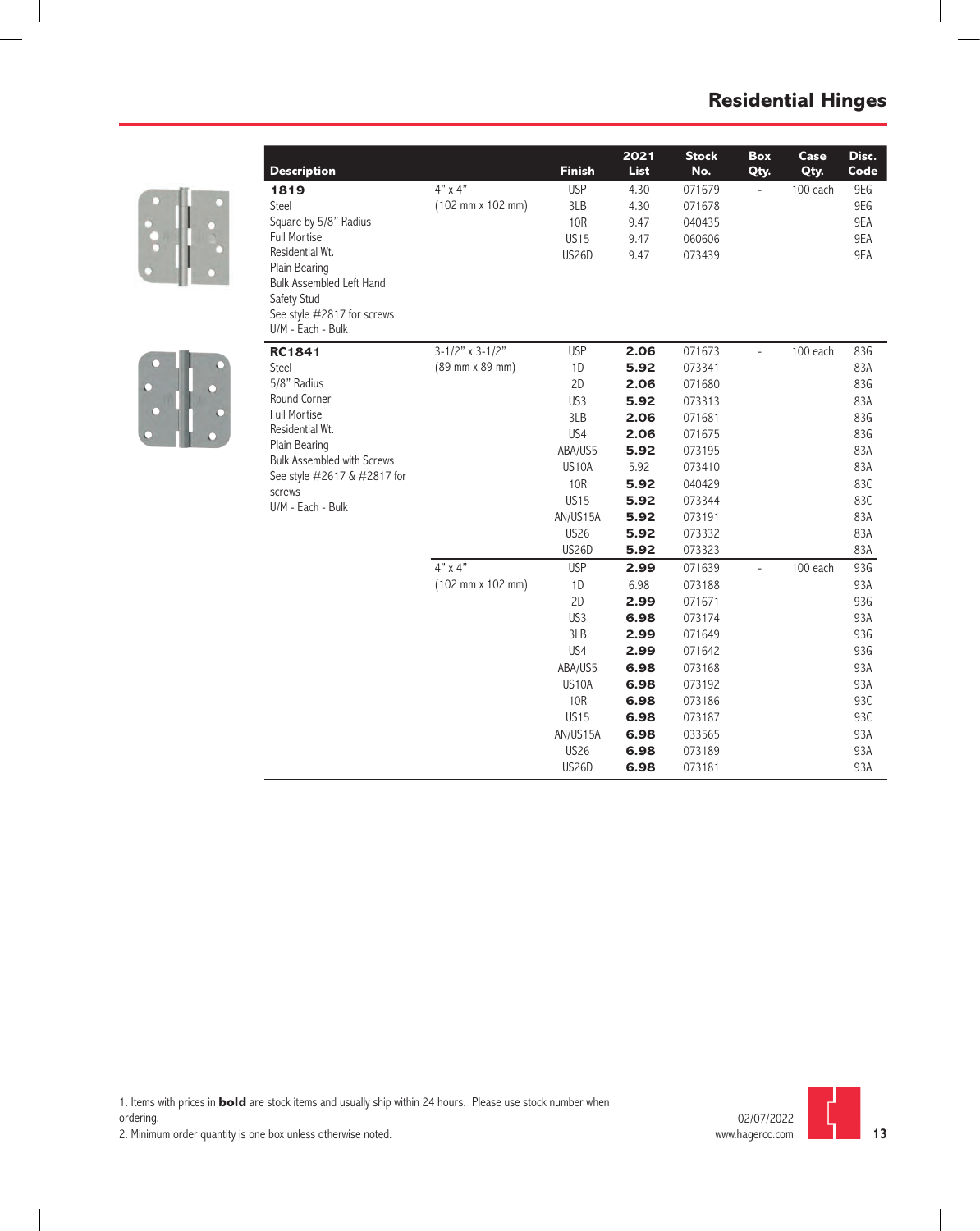# Residential Hinges

| Description | | Finish | 2021 List | Stock No. | Box Qty. | Case Qty. | Disc. Code |
|---|---|---|---|---|---|---|---|
| **1819**<br>Steel<br>Square by 5/8" Radius<br>Full Mortise<br>Residential Wt.<br>Plain Bearing<br>Bulk Assembled Left Hand<br>Safety Stud<br>See style #2817 for screws<br>U/M - Each - Bulk | 4" x 4"<br>(102 mm x 102 mm) | USP | 4.30 | 071679 | - | 100 each | 9EG |
| | | 3LB | 4.30 | 071678 | | | 9EG |
| | | 10R | 9.47 | 040435 | | | 9EA |
| | | US15 | 9.47 | 060606 | | | 9EA |
| | | US26D | 9.47 | 073439 | | | 9EA |
| **RC1841**<br>Steel<br>5/8" Radius<br>Round Corner<br>Full Mortise<br>Residential Wt.<br>Plain Bearing<br>Bulk Assembled with Screws<br>See style #2617 & #2817 for screws<br>U/M - Each - Bulk | 3-1/2" x 3-1/2"<br>(89 mm x 89 mm) | USP | **2.06** | 071673 | - | 100 each | 83G |
| | | 1D | **5.92** | 073341 | | | 83A |
| | | 2D | **2.06** | 071680 | | | 83G |
| | | US3 | **5.92** | 073313 | | | 83A |
| | | 3LB | **2.06** | 071681 | | | 83G |
| | | US4 | **2.06** | 071675 | | | 83G |
| | | ABA/US5 | **5.92** | 073195 | | | 83A |
| | | US10A | 5.92 | 073410 | | | 83A |
| | | 10R | **5.92** | 040429 | | | 83C |
| | | US15 | **5.92** | 073344 | | | 83C |
| | | AN/US15A | **5.92** | 073191 | | | 83A |
| | | US26 | **5.92** | 073332 | | | 83A |
| | | US26D | **5.92** | 073323 | | | 83A |
| | 4" x 4"<br>(102 mm x 102 mm) | USP | **2.99** | 071639 | - | 100 each | 93G |
| | | 1D | 6.98 | 073188 | | | 93A |
| | | 2D | **2.99** | 071671 | | | 93G |
| | | US3 | **6.98** | 073174 | | | 93A |
| | | 3LB | **2.99** | 071649 | | | 93G |
| | | US4 | **2.99** | 071642 | | | 93G |
| | | ABA/US5 | **6.98** | 073168 | | | 93A |
| | | US10A | **6.98** | 073192 | | | 93A |
| | | 10R | **6.98** | 073186 | | | 93C |
| | | US15 | **6.98** | 073187 | | | 93C |
| | | AN/US15A | **6.98** | 033565 | | | 93A |
| | | US26 | **6.98** | 073189 | | | 93A |
| | | US26D | **6.98** | 073181 | | | 93A |

1. Items with prices in **bold** are stock items and usually ship within 24 hours. Please use stock number when ordering.
2. Minimum order quantity is one box unless otherwise noted.

02/07/2022
www.hagerco.com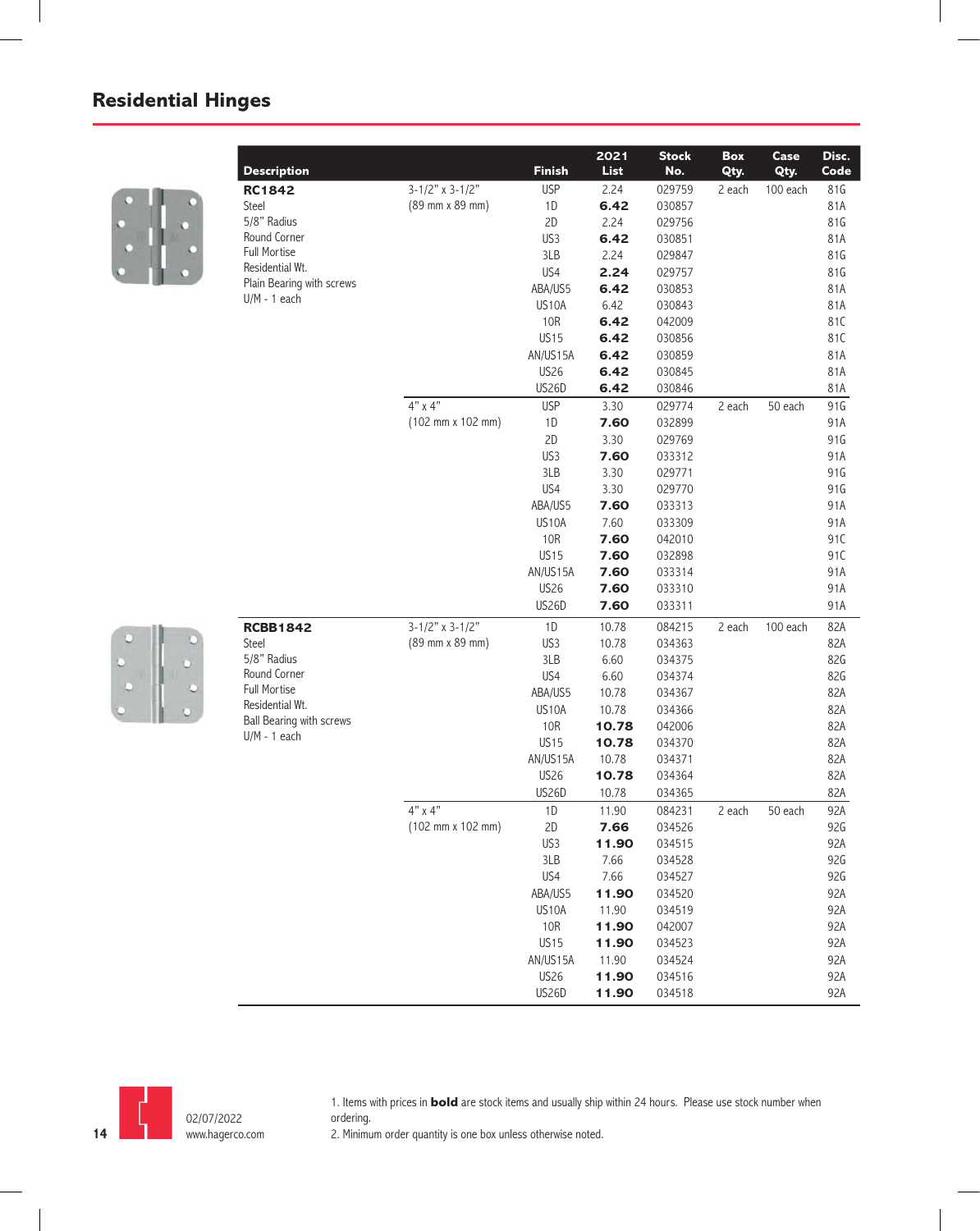## Residential Hinges

| Description | | Finish | 2021 List | Stock No. | Box Qty. | Case Qty. | Disc. Code |
|---|---|---|---|---|---|---|---|
| **RC1842** | 3-1/2" x 3-1/2" | USP | 2.24 | 029759 | 2 each | 100 each | 81G |
| Steel | (89 mm x 89 mm) | 1D | **6.42** | 030857 | | | 81A |
| 5/8" Radius | | 2D | 2.24 | 029756 | | | 81G |
| Round Corner | | US3 | **6.42** | 030851 | | | 81A |
| Full Mortise | | 3LB | 2.24 | 029847 | | | 81G |
| Residential Wt. | | US4 | **2.24** | 029757 | | | 81G |
| Plain Bearing with screws | | ABA/US5 | **6.42** | 030853 | | | 81A |
| U/M - 1 each | | US10A | 6.42 | 030843 | | | 81A |
| | | 10R | **6.42** | 042009 | | | 81C |
| | | US15 | **6.42** | 030856 | | | 81C |
| | | AN/US15A | **6.42** | 030859 | | | 81A |
| | | US26 | **6.42** | 030845 | | | 81A |
| | | US26D | **6.42** | 030846 | | | 81A |
| | 4" x 4" | USP | 3.30 | 029774 | 2 each | 50 each | 91G |
| | (102 mm x 102 mm) | 1D | **7.60** | 032899 | | | 91A |
| | | 2D | 3.30 | 029769 | | | 91G |
| | | US3 | **7.60** | 033312 | | | 91A |
| | | 3LB | 3.30 | 029771 | | | 91G |
| | | US4 | 3.30 | 029770 | | | 91G |
| | | ABA/US5 | **7.60** | 033313 | | | 91A |
| | | US10A | 7.60 | 033309 | | | 91A |
| | | 10R | **7.60** | 042010 | | | 91C |
| | | US15 | **7.60** | 032898 | | | 91C |
| | | AN/US15A | **7.60** | 033314 | | | 91A |
| | | US26 | **7.60** | 033310 | | | 91A |
| | | US26D | **7.60** | 033311 | | | 91A |
| **RCBB1842** | 3-1/2" x 3-1/2" | 1D | 10.78 | 084215 | 2 each | 100 each | 82A |
| Steel | (89 mm x 89 mm) | US3 | 10.78 | 034363 | | | 82A |
| 5/8" Radius | | 3LB | 6.60 | 034375 | | | 82G |
| Round Corner | | US4 | 6.60 | 034374 | | | 82G |
| Full Mortise | | ABA/US5 | 10.78 | 034367 | | | 82A |
| Residential Wt. | | US10A | 10.78 | 034366 | | | 82A |
| Ball Bearing with screws | | 10R | **10.78** | 042006 | | | 82A |
| U/M - 1 each | | US15 | **10.78** | 034370 | | | 82A |
| | | AN/US15A | 10.78 | 034371 | | | 82A |
| | | US26 | **10.78** | 034364 | | | 82A |
| | | US26D | 10.78 | 034365 | | | 82A |
| | 4" x 4" | 1D | 11.90 | 084231 | 2 each | 50 each | 92A |
| | (102 mm x 102 mm) | 2D | **7.66** | 034526 | | | 92G |
| | | US3 | **11.90** | 034515 | | | 92A |
| | | 3LB | 7.66 | 034528 | | | 92G |
| | | US4 | 7.66 | 034527 | | | 92G |
| | | ABA/US5 | **11.90** | 034520 | | | 92A |
| | | US10A | 11.90 | 034519 | | | 92A |
| | | 10R | **11.90** | 042007 | | | 92A |
| | | US15 | **11.90** | 034523 | | | 92A |
| | | AN/US15A | 11.90 | 034524 | | | 92A |
| | | US26 | **11.90** | 034516 | | | 92A |
| | | US26D | **11.90** | 034518 | | | 92A |

1. Items with prices in **bold** are stock items and usually ship within 24 hours. Please use stock number when ordering.
2. Minimum order quantity is one box unless otherwise noted.

02/07/2022
www.hagerco.com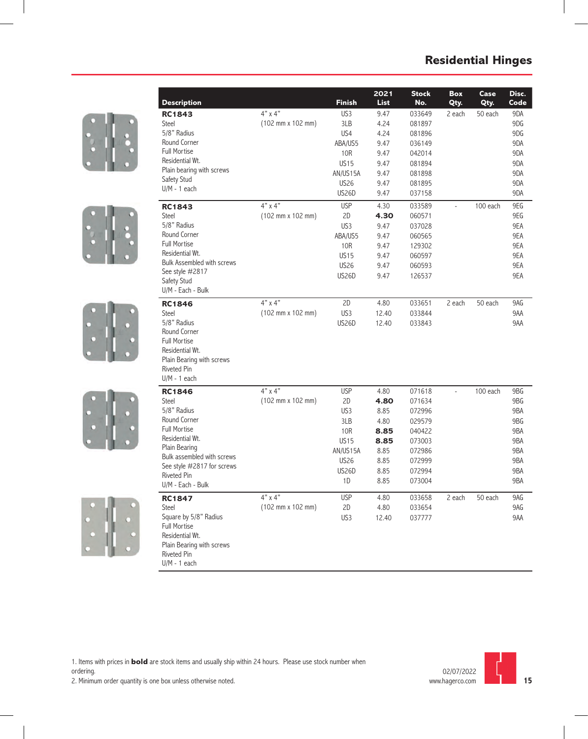# Residential Hinges

| Description | | Finish | 2021 List | Stock No. | Box Qty. | Case Qty. | Disc. Code |
|---|---|---|---|---|---|---|---|
| **RC1843** | 4" x 4" | US3 | 9.47 | 033649 | 2 each | 50 each | 9DA |
| Steel | (102 mm x 102 mm) | 3LB | 4.24 | 081897 | | | 9DG |
| 5/8" Radius | | US4 | 4.24 | 081896 | | | 9DG |
| Round Corner | | ABA/US5 | 9.47 | 036149 | | | 9DA |
| Full Mortise | | 10R | 9.47 | 042014 | | | 9DA |
| Residential Wt. | | US15 | 9.47 | 081894 | | | 9DA |
| Plain bearing with screws | | AN/US15A | 9.47 | 081898 | | | 9DA |
| Safety Stud | | US26 | 9.47 | 081895 | | | 9DA |
| U/M - 1 each | | US26D | 9.47 | 037158 | | | 9DA |
| **RC1843** | 4" x 4" | USP | 4.30 | 033589 | - | 100 each | 9EG |
| Steel | (102 mm x 102 mm) | 2D | **4.30** | 060571 | | | 9EG |
| 5/8" Radius | | US3 | 9.47 | 037028 | | | 9EA |
| Round Corner | | ABA/US5 | 9.47 | 060565 | | | 9EA |
| Full Mortise | | 10R | 9.47 | 129302 | | | 9EA |
| Residential Wt. | | US15 | 9.47 | 060597 | | | 9EA |
| Bulk Assembled with screws | | US26 | 9.47 | 060593 | | | 9EA |
| See style #2817 | | US26D | 9.47 | 126537 | | | 9EA |
| Safety Stud | | | | | | | |
| U/M - Each - Bulk | | | | | | | |
| **RC1846** | 4" x 4" | 2D | 4.80 | 033651 | 2 each | 50 each | 9AG |
| Steel | (102 mm x 102 mm) | US3 | 12.40 | 033844 | | | 9AA |
| 5/8" Radius | | US26D | 12.40 | 033843 | | | 9AA |
| Round Corner | | | | | | | |
| Full Mortise | | | | | | | |
| Residential Wt. | | | | | | | |
| Plain Bearing with screws | | | | | | | |
| Riveted Pin | | | | | | | |
| U/M - 1 each | | | | | | | |
| **RC1846** | 4" x 4" | USP | 4.80 | 071618 | - | 100 each | 9BG |
| Steel | (102 mm x 102 mm) | 2D | **4.80** | 071634 | | | 9BG |
| 5/8" Radius | | US3 | 8.85 | 072996 | | | 9BA |
| Round Corner | | 3LB | 4.80 | 029579 | | | 9BG |
| Full Mortise | | 10R | **8.85** | 040422 | | | 9BA |
| Residential Wt. | | US15 | **8.85** | 073003 | | | 9BA |
| Plain Bearing | | AN/US15A | 8.85 | 072986 | | | 9BA |
| Bulk assembled with screws | | US26 | 8.85 | 072999 | | | 9BA |
| See style #2817 for screws | | US26D | 8.85 | 072994 | | | 9BA |
| Riveted Pin | | 1D | 8.85 | 073004 | | | 9BA |
| U/M - Each - Bulk | | | | | | | |
| **RC1847** | 4" x 4" | USP | 4.80 | 033658 | 2 each | 50 each | 9AG |
| Steel | (102 mm x 102 mm) | 2D | 4.80 | 033654 | | | 9AG |
| Square by 5/8" Radius | | US3 | 12.40 | 037777 | | | 9AA |
| Full Mortise | | | | | | | |
| Residential Wt. | | | | | | | |
| Plain Bearing with screws | | | | | | | |
| Riveted Pin | | | | | | | |
| U/M - 1 each | | | | | | | |

1. Items with prices in **bold** are stock items and usually ship within 24 hours. Please use stock number when ordering.
2. Minimum order quantity is one box unless otherwise noted.

02/07/2022
www.hagerco.com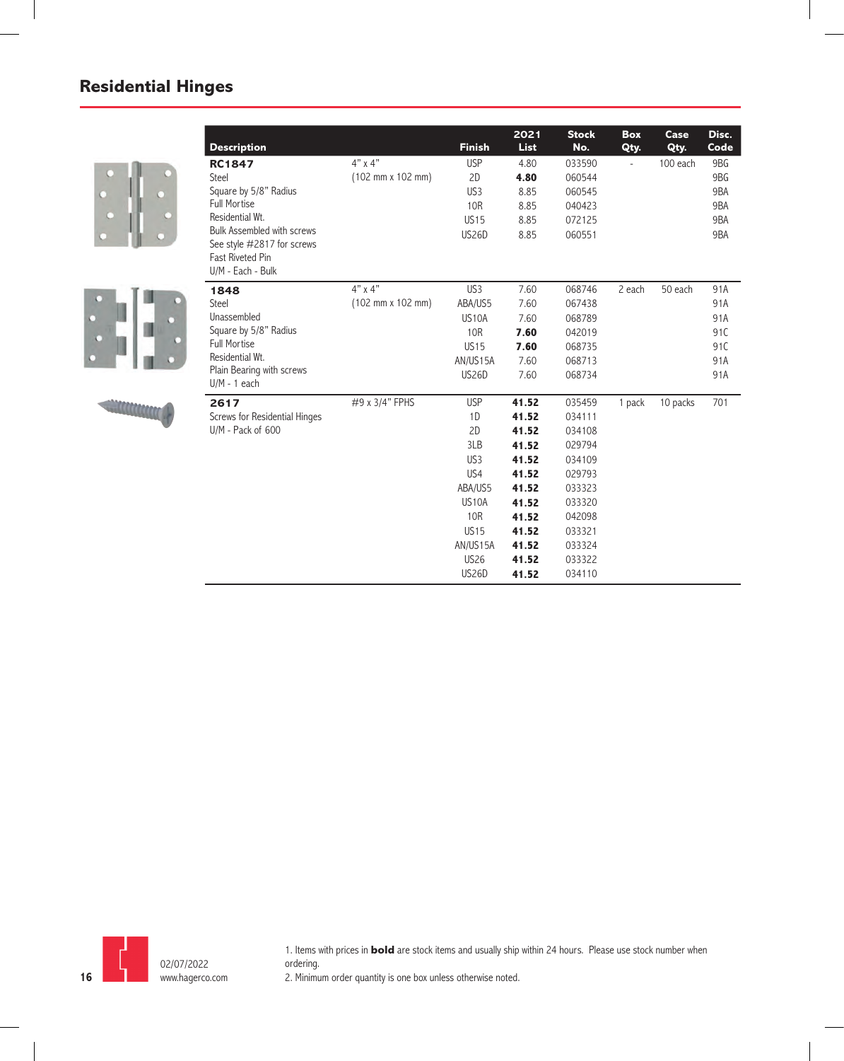## Residential Hinges

| Description | | Finish | 2021 List | Stock No. | Box Qty. | Case Qty. | Disc. Code |
|---|---|---|---|---|---|---|---|
| **RC1847**<br>Steel<br>Square by 5/8" Radius<br>Full Mortise<br>Residential Wt.<br>Bulk Assembled with screws<br>See style #2817 for screws<br>Fast Riveted Pin<br>U/M - Each - Bulk | 4" x 4"<br>(102 mm x 102 mm) | USP | 4.80 | 033590 | - | 100 each | 9BG |
| | | 2D | **4.80** | 060544 | | | 9BG |
| | | US3 | 8.85 | 060545 | | | 9BA |
| | | 10R | 8.85 | 040423 | | | 9BA |
| | | US15 | 8.85 | 072125 | | | 9BA |
| | | US26D | 8.85 | 060551 | | | 9BA |
| **1848**<br>Steel<br>Unassembled<br>Square by 5/8" Radius<br>Full Mortise<br>Residential Wt.<br>Plain Bearing with screws<br>U/M - 1 each | 4" x 4"<br>(102 mm x 102 mm) | US3 | 7.60 | 068746 | 2 each | 50 each | 91A |
| | | ABA/US5 | 7.60 | 067438 | | | 91A |
| | | US10A | 7.60 | 068789 | | | 91A |
| | | 10R | **7.60** | 042019 | | | 91C |
| | | US15 | **7.60** | 068735 | | | 91C |
| | | AN/US15A | 7.60 | 068713 | | | 91A |
| | | US26D | 7.60 | 068734 | | | 91A |
| **2617**<br>Screws for Residential Hinges<br>U/M - Pack of 600 | #9 x 3/4" FPHS | USP | **41.52** | 035459 | 1 pack | 10 packs | 701 |
| | | 1D | **41.52** | 034111 | | | |
| | | 2D | **41.52** | 034108 | | | |
| | | 3LB | **41.52** | 029794 | | | |
| | | US3 | **41.52** | 034109 | | | |
| | | US4 | **41.52** | 029793 | | | |
| | | ABA/US5 | **41.52** | 033323 | | | |
| | | US10A | **41.52** | 033320 | | | |
| | | 10R | **41.52** | 042098 | | | |
| | | US15 | **41.52** | 033321 | | | |
| | | AN/US15A | **41.52** | 033324 | | | |
| | | US26 | **41.52** | 033322 | | | |
| | | US26D | **41.52** | 034110 | | | |

02/07/2022
www.hagerco.com

1. Items with prices in **bold** are stock items and usually ship within 24 hours. Please use stock number when ordering.
2. Minimum order quantity is one box unless otherwise noted.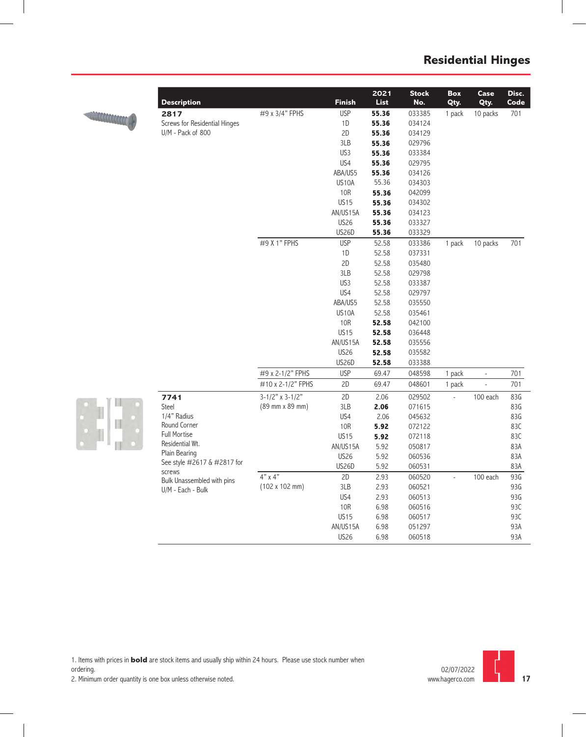# Residential Hinges

| Description | | Finish | 2021 List | Stock No. | Box Qty. | Case Qty. | Disc. Code |
|---|---|---|---|---|---|---|---|
| **2817** Screws for Residential Hinges U/M - Pack of 800 | #9 x 3/4" FPHS | USP | **55.36** | 033385 | 1 pack | 10 packs | 701 |
| | | 1D | **55.36** | 034124 | | | |
| | | 2D | **55.36** | 034129 | | | |
| | | 3LB | **55.36** | 029796 | | | |
| | | US3 | **55.36** | 033384 | | | |
| | | US4 | **55.36** | 029795 | | | |
| | | ABA/US5 | **55.36** | 034126 | | | |
| | | US10A | 55.36 | 034303 | | | |
| | | 10R | **55.36** | 042099 | | | |
| | | US15 | **55.36** | 034302 | | | |
| | | AN/US15A | **55.36** | 034123 | | | |
| | | US26 | **55.36** | 033327 | | | |
| | | US26D | **55.36** | 033329 | | | |
| | #9 X 1" FPHS | USP | 52.58 | 033386 | 1 pack | 10 packs | 701 |
| | | 1D | 52.58 | 037331 | | | |
| | | 2D | 52.58 | 035480 | | | |
| | | 3LB | 52.58 | 029798 | | | |
| | | US3 | 52.58 | 033387 | | | |
| | | US4 | 52.58 | 029797 | | | |
| | | ABA/US5 | 52.58 | 035550 | | | |
| | | US10A | 52.58 | 035461 | | | |
| | | 10R | **52.58** | 042100 | | | |
| | | US15 | **52.58** | 036448 | | | |
| | | AN/US15A | **52.58** | 035556 | | | |
| | | US26 | **52.58** | 035582 | | | |
| | | US26D | **52.58** | 033388 | | | |
| | #9 x 2-1/2" FPHS | USP | 69.47 | 048598 | 1 pack | - | 701 |
| | #10 x 2-1/2" FPHS | 2D | 69.47 | 048601 | 1 pack | - | 701 |
| **7741** Steel 1/4" Radius Round Corner Full Mortise Residential Wt. Plain Bearing See style #2617 & #2817 for screws Bulk Unassembled with pins U/M - Each - Bulk | 3-1/2" x 3-1/2" (89 mm x 89 mm) | 2D | 2.06 | 029502 | - | 100 each | 83G |
| | | 3LB | **2.06** | 071615 | | | 83G |
| | | US4 | 2.06 | 045632 | | | 83G |
| | | 10R | **5.92** | 072122 | | | 83C |
| | | US15 | **5.92** | 072118 | | | 83C |
| | | AN/US15A | 5.92 | 050817 | | | 83A |
| | | US26 | 5.92 | 060536 | | | 83A |
| | | US26D | 5.92 | 060531 | | | 83A |
| | 4" x 4" (102 x 102 mm) | 2D | 2.93 | 060520 | - | 100 each | 93G |
| | | 3LB | 2.93 | 060521 | | | 93G |
| | | US4 | 2.93 | 060513 | | | 93G |
| | | 10R | 6.98 | 060516 | | | 93C |
| | | US15 | 6.98 | 060517 | | | 93C |
| | | AN/US15A | 6.98 | 051297 | | | 93A |
| | | US26 | 6.98 | 060518 | | | 93A |

1. Items with prices in **bold** are stock items and usually ship within 24 hours. Please use stock number when ordering.
2. Minimum order quantity is one box unless otherwise noted.

02/07/2022
www.hagerco.com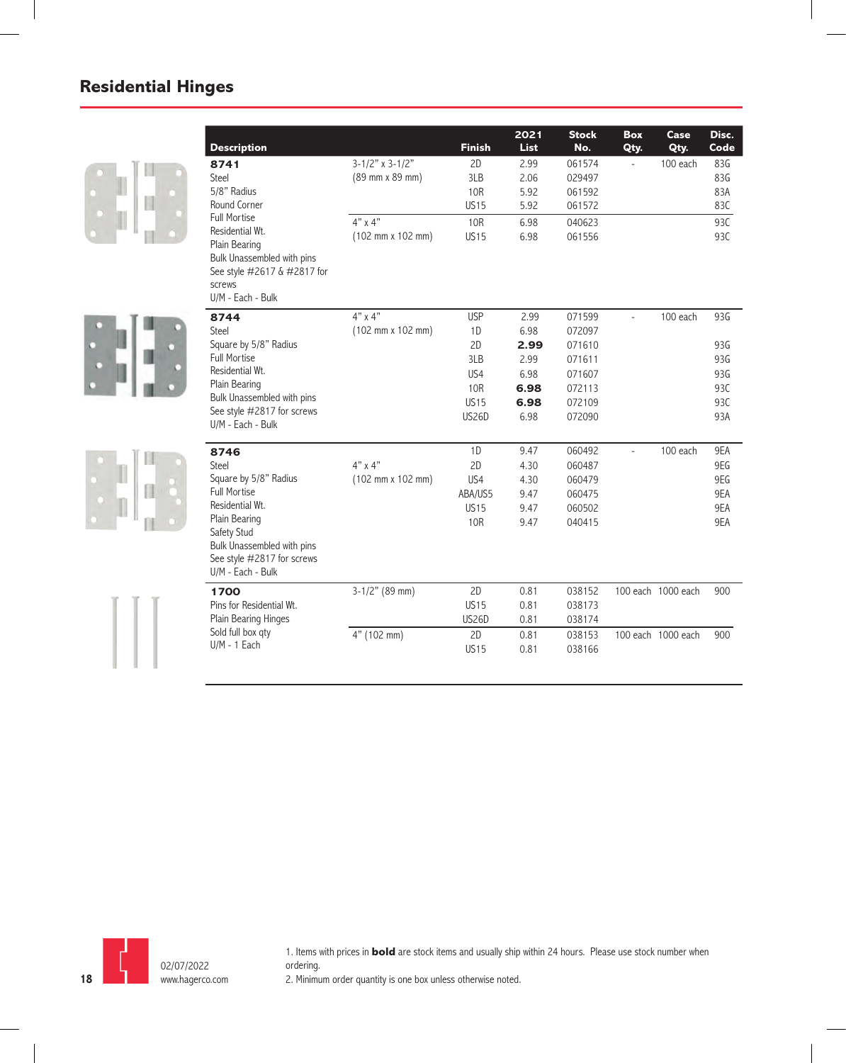## Residential Hinges

| Description | | Finish | 2021 List | Stock No. | Box Qty. | Case Qty. | Disc. Code |
|---|---|---|---|---|---|---|---|
| **8741**<br>Steel<br>5/8" Radius<br>Round Corner<br>Full Mortise<br>Residential Wt.<br>Plain Bearing<br>Bulk Unassembled with pins<br>See style #2617 & #2817 for screws<br>U/M - Each - Bulk | 3-1/2" x 3-1/2" (89 mm x 89 mm) | 2D | 2.99 | 061574 | - | 100 each | 83G |
| | | 3LB | 2.06 | 029497 | | | 83G |
| | | 10R | 5.92 | 061592 | | | 83A |
| | | US15 | 5.92 | 061572 | | | 83C |
| | 4" x 4" (102 mm x 102 mm) | 10R | 6.98 | 040623 | | | 93C |
| | | US15 | 6.98 | 061556 | | | 93C |
| **8744**<br>Steel<br>Square by 5/8" Radius<br>Full Mortise<br>Residential Wt.<br>Plain Bearing<br>Bulk Unassembled with pins<br>See style #2817 for screws<br>U/M - Each - Bulk | 4" x 4" (102 mm x 102 mm) | USP | 2.99 | 071599 | - | 100 each | 93G |
| | | 1D | 6.98 | 072097 | | | |
| | | 2D | **2.99** | 071610 | | | 93G |
| | | 3LB | 2.99 | 071611 | | | 93G |
| | | US4 | 6.98 | 071607 | | | 93G |
| | | 10R | **6.98** | 072113 | | | 93C |
| | | US15 | **6.98** | 072109 | | | 93C |
| | | US26D | 6.98 | 072090 | | | 93A |
| **8746**<br>Steel<br>Square by 5/8" Radius<br>Full Mortise<br>Residential Wt.<br>Plain Bearing<br>Safety Stud<br>Bulk Unassembled with pins<br>See style #2817 for screws<br>U/M - Each - Bulk | 4" x 4" (102 mm x 102 mm) | 1D | 9.47 | 060492 | - | 100 each | 9EA |
| | | 2D | 4.30 | 060487 | | | 9EG |
| | | US4 | 4.30 | 060479 | | | 9EG |
| | | ABA/US5 | 9.47 | 060475 | | | 9EA |
| | | US15 | 9.47 | 060502 | | | 9EA |
| | | 10R | 9.47 | 040415 | | | 9EA |
| **1700**<br>Pins for Residential Wt.<br>Plain Bearing Hinges<br>Sold full box qty<br>U/M - 1 Each | 3-1/2" (89 mm) | 2D | 0.81 | 038152 | 100 each | 1000 each | 900 |
| | | US15 | 0.81 | 038173 | | | |
| | | US26D | 0.81 | 038174 | | | |
| | 4" (102 mm) | 2D | 0.81 | 038153 | 100 each | 1000 each | 900 |
| | | US15 | 0.81 | 038166 | | | |

02/07/2022
www.hagerco.com

1. Items with prices in **bold** are stock items and usually ship within 24 hours. Please use stock number when ordering.
2. Minimum order quantity is one box unless otherwise noted.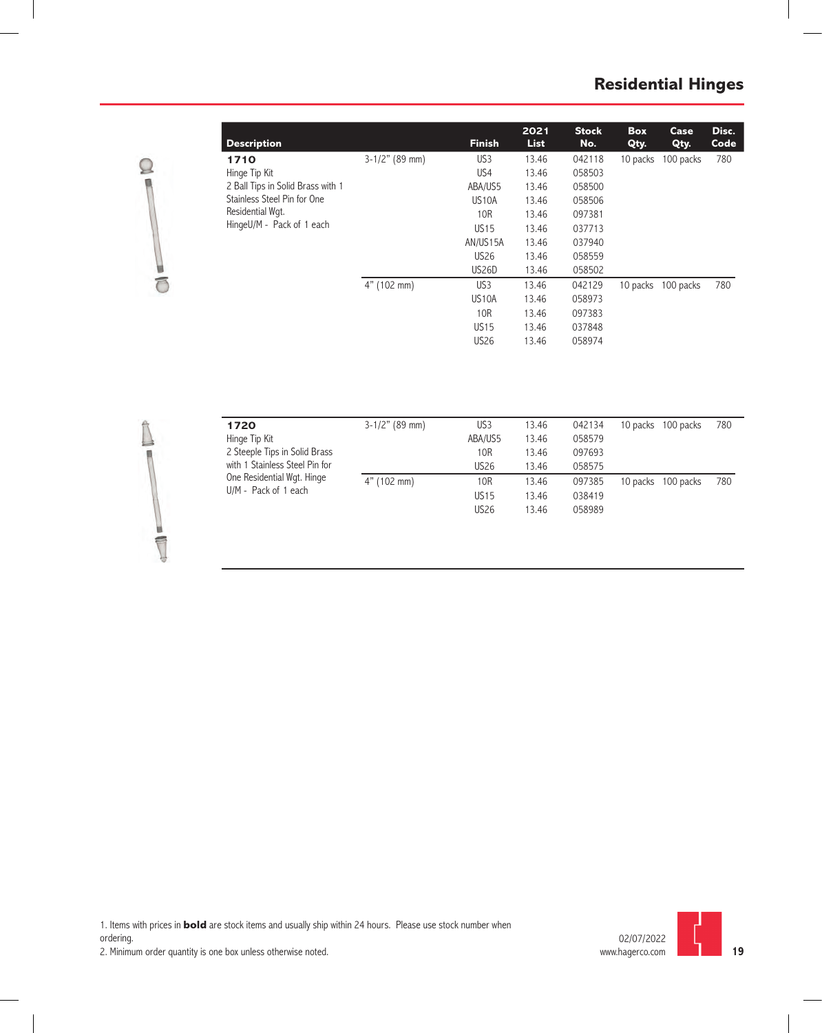# Residential Hinges

| Description | | Finish | 2021 List | Stock No. | Box Qty. | Case Qty. | Disc. Code |
|---|---|---|---|---|---|---|---|
| **1710** Hinge Tip Kit 2 Ball Tips in Solid Brass with 1 Stainless Steel Pin for One Residential Wgt. HingeU/M - Pack of 1 each | 3-1/2" (89 mm) | US3 | 13.46 | 042118 | 10 packs | 100 packs | 780 |
| | | US4 | 13.46 | 058503 | | | |
| | | ABA/US5 | 13.46 | 058500 | | | |
| | | US10A | 13.46 | 058506 | | | |
| | | 10R | 13.46 | 097381 | | | |
| | | US15 | 13.46 | 037713 | | | |
| | | AN/US15A | 13.46 | 037940 | | | |
| | | US26 | 13.46 | 058559 | | | |
| | | US26D | 13.46 | 058502 | | | |
| | 4" (102 mm) | US3 | 13.46 | 042129 | 10 packs | 100 packs | 780 |
| | | US10A | 13.46 | 058973 | | | |
| | | 10R | 13.46 | 097383 | | | |
| | | US15 | 13.46 | 037848 | | | |
| | | US26 | 13.46 | 058974 | | | |
| **1720** Hinge Tip Kit 2 Steeple Tips in Solid Brass with 1 Stainless Steel Pin for One Residential Wgt. Hinge U/M - Pack of 1 each | 3-1/2" (89 mm) | US3 | 13.46 | 042134 | 10 packs | 100 packs | 780 |
| | | ABA/US5 | 13.46 | 058579 | | | |
| | | 10R | 13.46 | 097693 | | | |
| | | US26 | 13.46 | 058575 | | | |
| | 4" (102 mm) | 10R | 13.46 | 097385 | 10 packs | 100 packs | 780 |
| | | US15 | 13.46 | 038419 | | | |
| | | US26 | 13.46 | 058989 | | | |

1. Items with prices in **bold** are stock items and usually ship within 24 hours. Please use stock number when ordering.
2. Minimum order quantity is one box unless otherwise noted.

02/07/2022
www.hagerco.com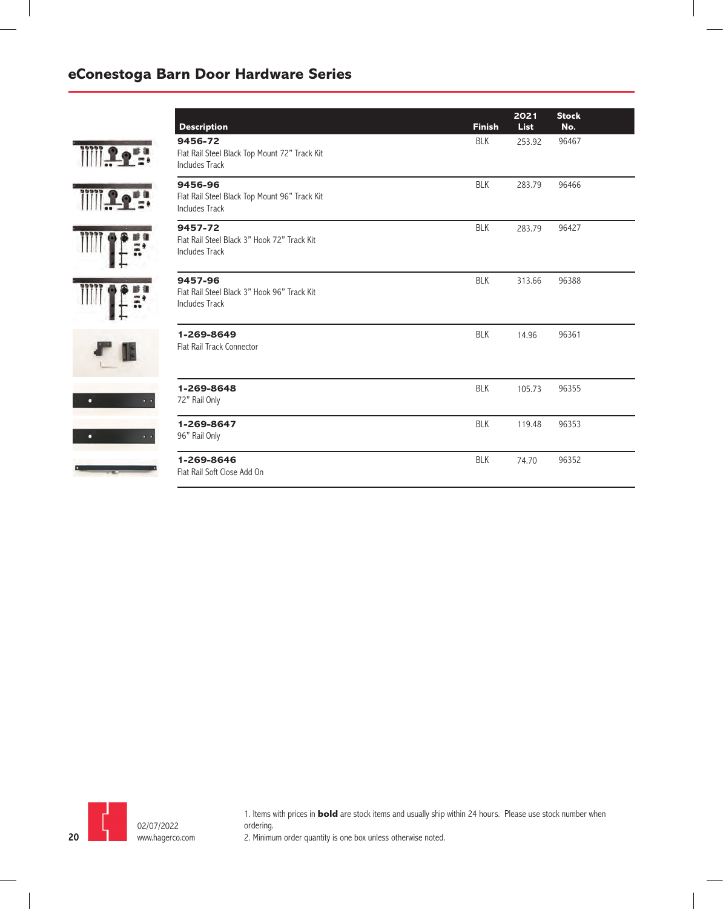## eConestoga Barn Door Hardware Series

| Description | Finish | 2021 List | Stock No. |
|---|---|---|---|
| **9456-72** Flat Rail Steel Black Top Mount 72" Track Kit Includes Track | BLK | 253.92 | 96467 |
| **9456-96** Flat Rail Steel Black Top Mount 96" Track Kit Includes Track | BLK | 283.79 | 96466 |
| **9457-72** Flat Rail Steel Black 3" Hook 72" Track Kit Includes Track | BLK | 283.79 | 96427 |
| **9457-96** Flat Rail Steel Black 3" Hook 96" Track Kit Includes Track | BLK | 313.66 | 96388 |
| **1-269-8649** Flat Rail Track Connector | BLK | 14.96 | 96361 |
| **1-269-8648** 72" Rail Only | BLK | 105.73 | 96355 |
| **1-269-8647** 96" Rail Only | BLK | 119.48 | 96353 |
| **1-269-8646** Flat Rail Soft Close Add On | BLK | 74.70 | 96352 |

02/07/2022
www.hagerco.com

1. Items with prices in **bold** are stock items and usually ship within 24 hours. Please use stock number when ordering.
2. Minimum order quantity is one box unless otherwise noted.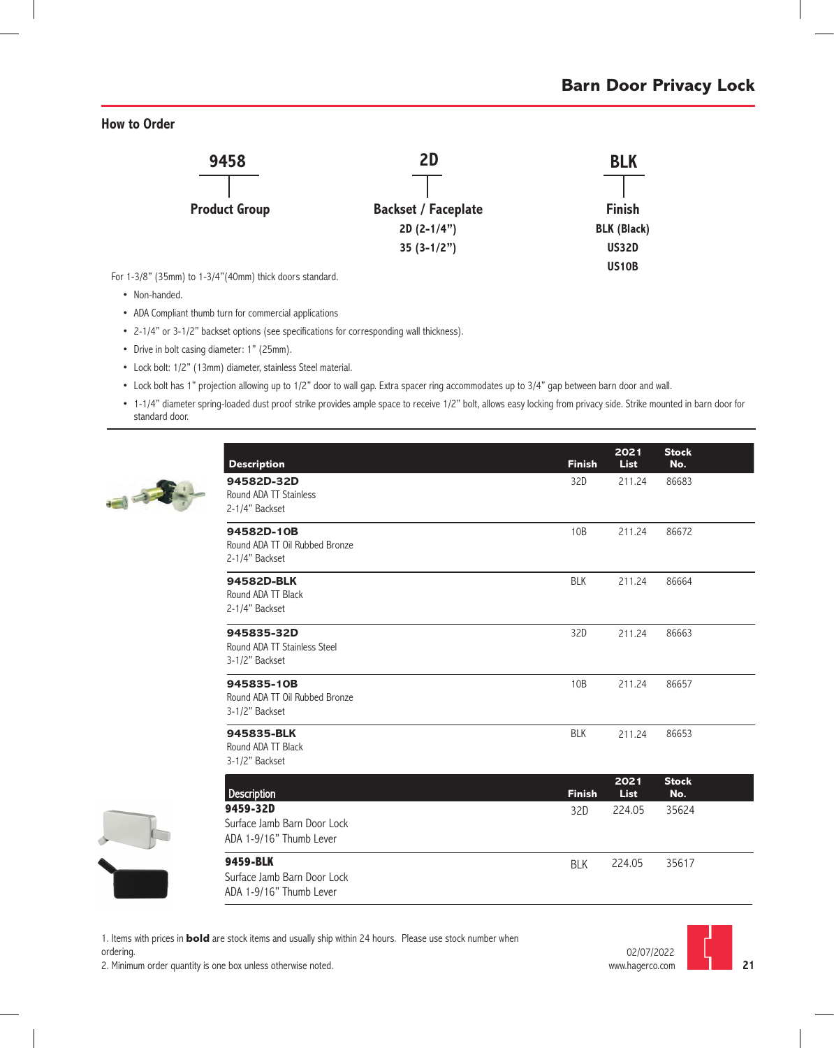# Barn Door Privacy Lock

## How to Order

| 9458 | 2D | BLK |
|---|---|---|
| **Product Group** | **Backset / Faceplate** | **Finish** |
| | 2D (2-1/4") | BLK (Black) |
| | 35 (3-1/2") | US32D |
| | | US10B |

For 1-3/8" (35mm) to 1-3/4"(40mm) thick doors standard.

- Non-handed.
- ADA Compliant thumb turn for commercial applications
- 2-1/4" or 3-1/2" backset options (see specifications for corresponding wall thickness).
- Drive in bolt casing diameter: 1" (25mm).
- Lock bolt: 1/2" (13mm) diameter, stainless Steel material.
- Lock bolt has 1" projection allowing up to 1/2" door to wall gap. Extra spacer ring accommodates up to 3/4" gap between barn door and wall.
- 1-1/4" diameter spring-loaded dust proof strike provides ample space to receive 1/2" bolt, allows easy locking from privacy side. Strike mounted in barn door for standard door.

| Description | Finish | 2021 List | Stock No. |
|---|---|---|---|
| **94582D-32D**<br>Round ADA TT Stainless<br>2-1/4" Backset | 32D | 211.24 | 86683 |
| **94582D-10B**<br>Round ADA TT Oil Rubbed Bronze<br>2-1/4" Backset | 10B | 211.24 | 86672 |
| **94582D-BLK**<br>Round ADA TT Black<br>2-1/4" Backset | BLK | 211.24 | 86664 |
| **945835-32D**<br>Round ADA TT Stainless Steel<br>3-1/2" Backset | 32D | 211.24 | 86663 |
| **945835-10B**<br>Round ADA TT Oil Rubbed Bronze<br>3-1/2" Backset | 10B | 211.24 | 86657 |
| **945835-BLK**<br>Round ADA TT Black<br>3-1/2" Backset | BLK | 211.24 | 86653 |

| Description | Finish | 2021 List | Stock No. |
|---|---|---|---|
| **9459-32D**<br>Surface Jamb Barn Door Lock<br>ADA 1-9/16" Thumb Lever | 32D | 224.05 | 35624 |
| **9459-BLK**<br>Surface Jamb Barn Door Lock<br>ADA 1-9/16" Thumb Lever | BLK | 224.05 | 35617 |

1. Items with prices in **bold** are stock items and usually ship within 24 hours. Please use stock number when ordering.
2. Minimum order quantity is one box unless otherwise noted.

02/07/2022
www.hagerco.com